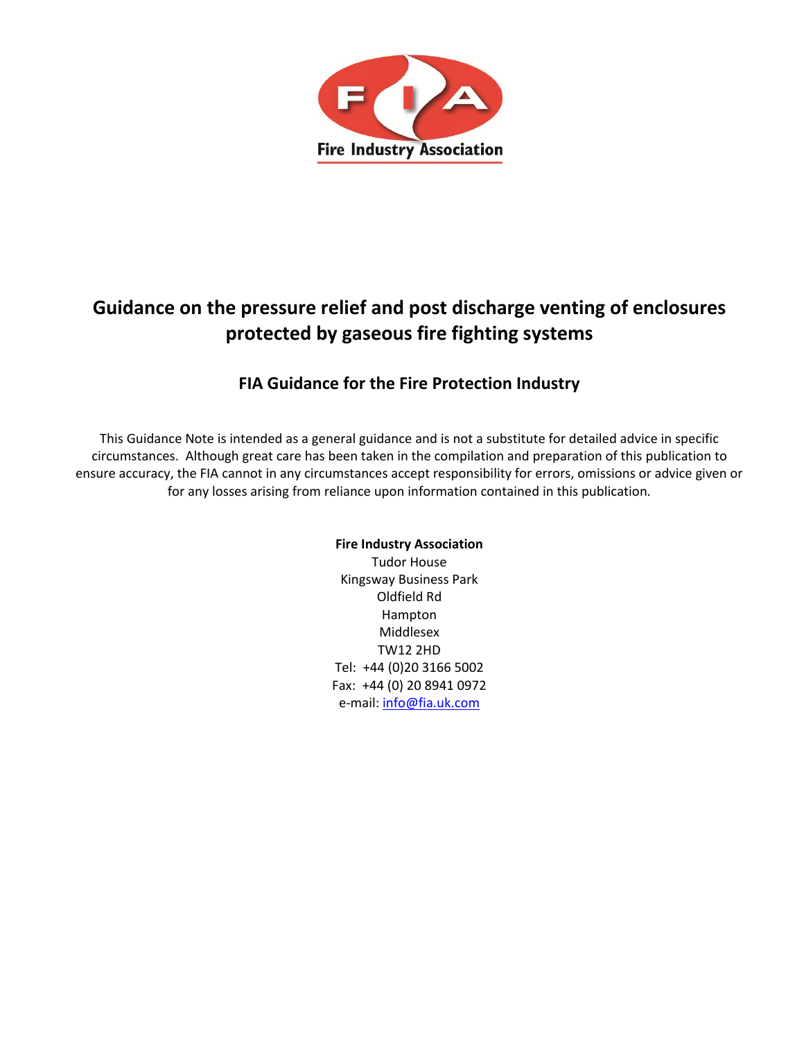Fire Industry Association

# Guidance on the pressure relief and post discharge venting of enclosures protected by gaseous fire fighting systems

## FIA Guidance for the Fire Protection Industry

This Guidance Note is intended as a general guidance and is not a substitute for detailed advice in specific circumstances. Although great care has been taken in the compilation and preparation of this publication to ensure accuracy, the FIA cannot in any circumstances accept responsibility for errors, omissions or advice given or for any losses arising from reliance upon information contained in this publication.

**Fire Industry Association**
Tudor House
Kingsway Business Park
Oldfield Rd
Hampton
Middlesex
TW12 2HD
Tel: +44 (0)20 3166 5002
Fax: +44 (0) 20 8941 0972
e-mail: info@fia.uk.com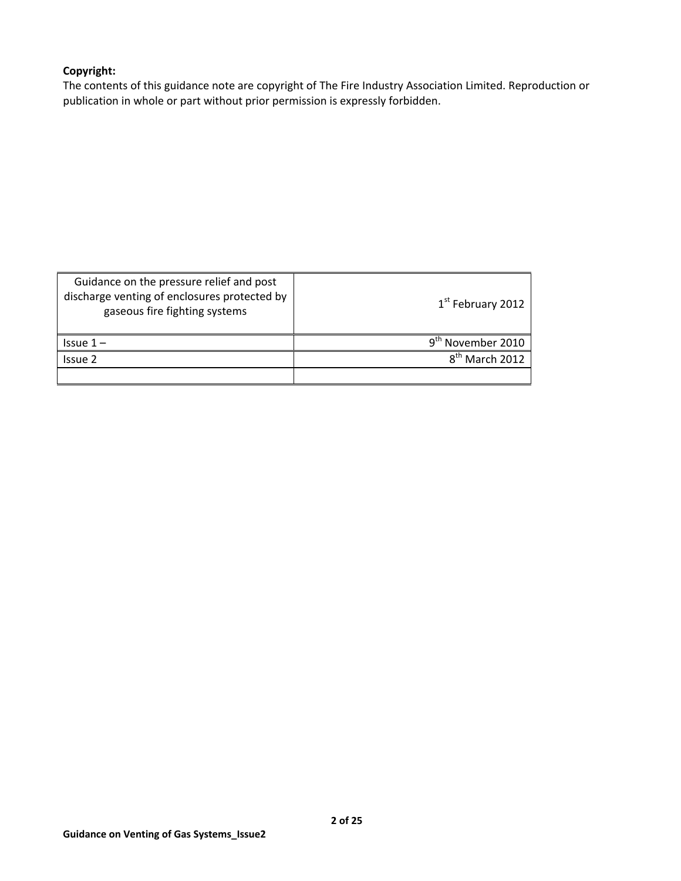**Copyright:**
The contents of this guidance note are copyright of The Fire Industry Association Limited. Reproduction or publication in whole or part without prior permission is expressly forbidden.

| Guidance on the pressure relief and post discharge venting of enclosures protected by gaseous fire fighting systems | 1st February 2012 |
| --- | --- |
| Issue 1 – | 9th November 2010 |
| Issue 2 | 8th March 2012 |
| | |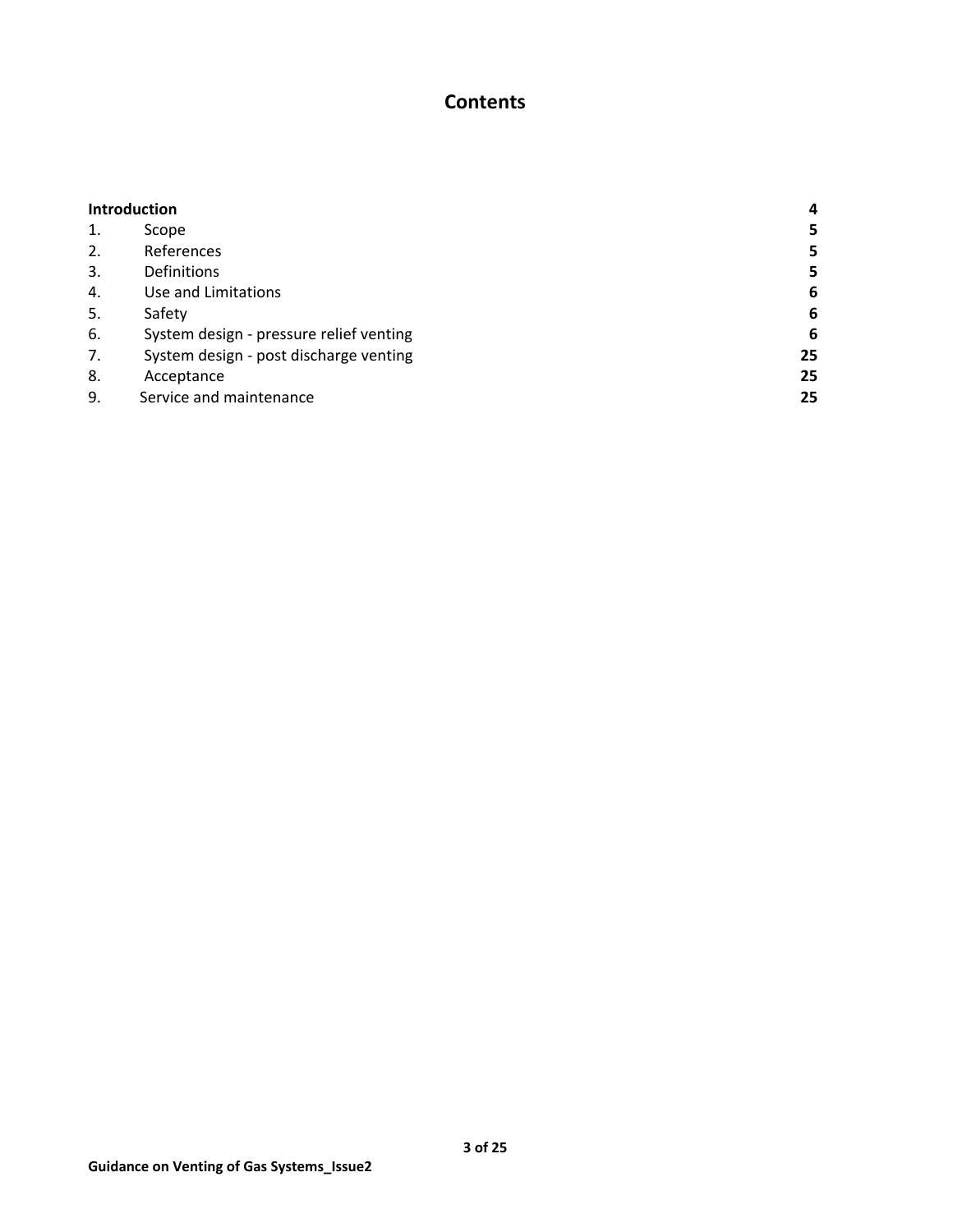# Contents

| | | |
|---|---|---|
| **Introduction** | | **4** |
| 1. | Scope | **5** |
| 2. | References | **5** |
| 3. | Definitions | **5** |
| 4. | Use and Limitations | **6** |
| 5. | Safety | **6** |
| 6. | System design - pressure relief venting | **6** |
| 7. | System design - post discharge venting | **25** |
| 8. | Acceptance | **25** |
| 9. | Service and maintenance | **25** |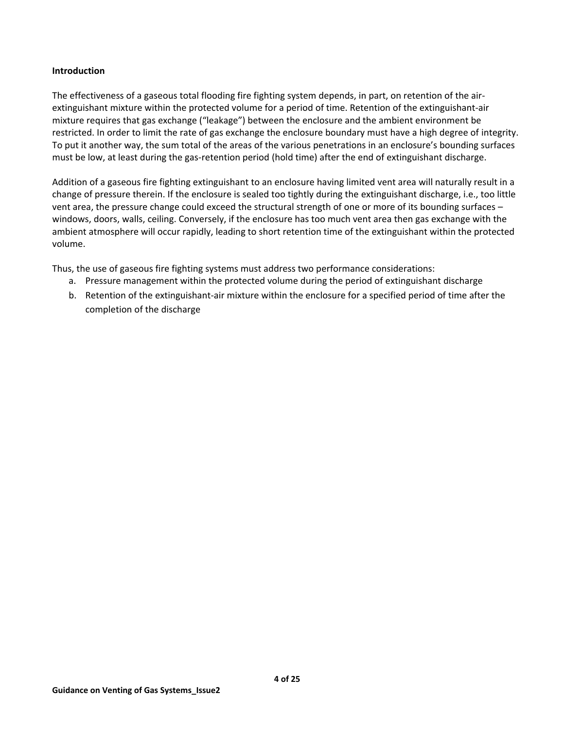**Introduction**

The effectiveness of a gaseous total flooding fire fighting system depends, in part, on retention of the air-extinguishant mixture within the protected volume for a period of time. Retention of the extinguishant-air mixture requires that gas exchange ("leakage") between the enclosure and the ambient environment be restricted. In order to limit the rate of gas exchange the enclosure boundary must have a high degree of integrity. To put it another way, the sum total of the areas of the various penetrations in an enclosure's bounding surfaces must be low, at least during the gas-retention period (hold time) after the end of extinguishant discharge.

Addition of a gaseous fire fighting extinguishant to an enclosure having limited vent area will naturally result in a change of pressure therein. If the enclosure is sealed too tightly during the extinguishant discharge, i.e., too little vent area, the pressure change could exceed the structural strength of one or more of its bounding surfaces – windows, doors, walls, ceiling. Conversely, if the enclosure has too much vent area then gas exchange with the ambient atmosphere will occur rapidly, leading to short retention time of the extinguishant within the protected volume.

Thus, the use of gaseous fire fighting systems must address two performance considerations:

a. Pressure management within the protected volume during the period of extinguishant discharge
b. Retention of the extinguishant-air mixture within the enclosure for a specified period of time after the completion of the discharge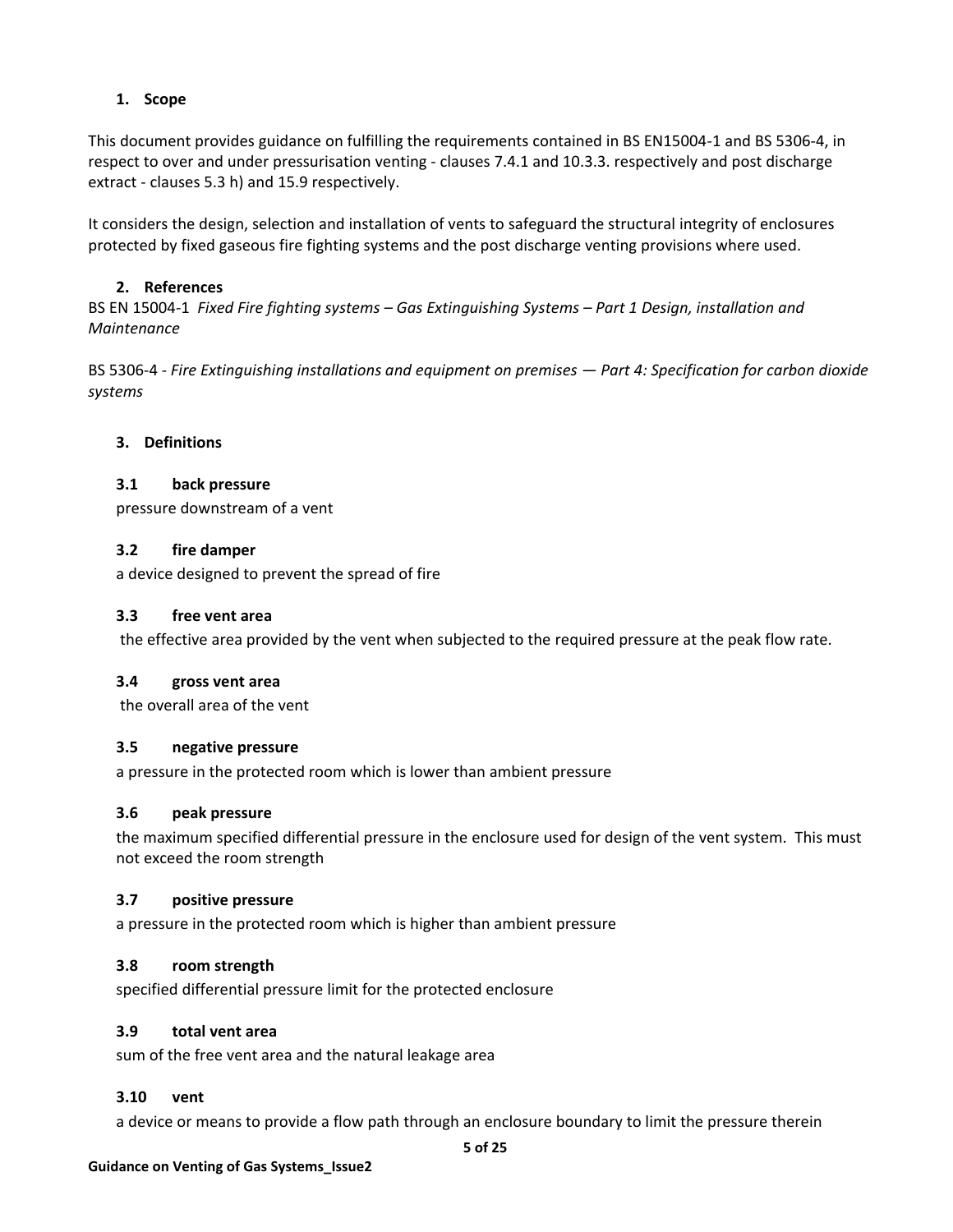## 1. Scope

This document provides guidance on fulfilling the requirements contained in BS EN15004-1 and BS 5306-4, in respect to over and under pressurisation venting - clauses 7.4.1 and 10.3.3. respectively and post discharge extract - clauses 5.3 h) and 15.9 respectively.

It considers the design, selection and installation of vents to safeguard the structural integrity of enclosures protected by fixed gaseous fire fighting systems and the post discharge venting provisions where used.

## 2. References

BS EN 15004-1 *Fixed Fire fighting systems – Gas Extinguishing Systems – Part 1 Design, installation and Maintenance*

BS 5306-4 - *Fire Extinguishing installations and equipment on premises — Part 4: Specification for carbon dioxide systems*

## 3. Definitions

### 3.1 back pressure

pressure downstream of a vent

### 3.2 fire damper

a device designed to prevent the spread of fire

### 3.3 free vent area

the effective area provided by the vent when subjected to the required pressure at the peak flow rate.

### 3.4 gross vent area

the overall area of the vent

### 3.5 negative pressure

a pressure in the protected room which is lower than ambient pressure

### 3.6 peak pressure

the maximum specified differential pressure in the enclosure used for design of the vent system. This must not exceed the room strength

### 3.7 positive pressure

a pressure in the protected room which is higher than ambient pressure

### 3.8 room strength

specified differential pressure limit for the protected enclosure

### 3.9 total vent area

sum of the free vent area and the natural leakage area

### 3.10 vent

a device or means to provide a flow path through an enclosure boundary to limit the pressure therein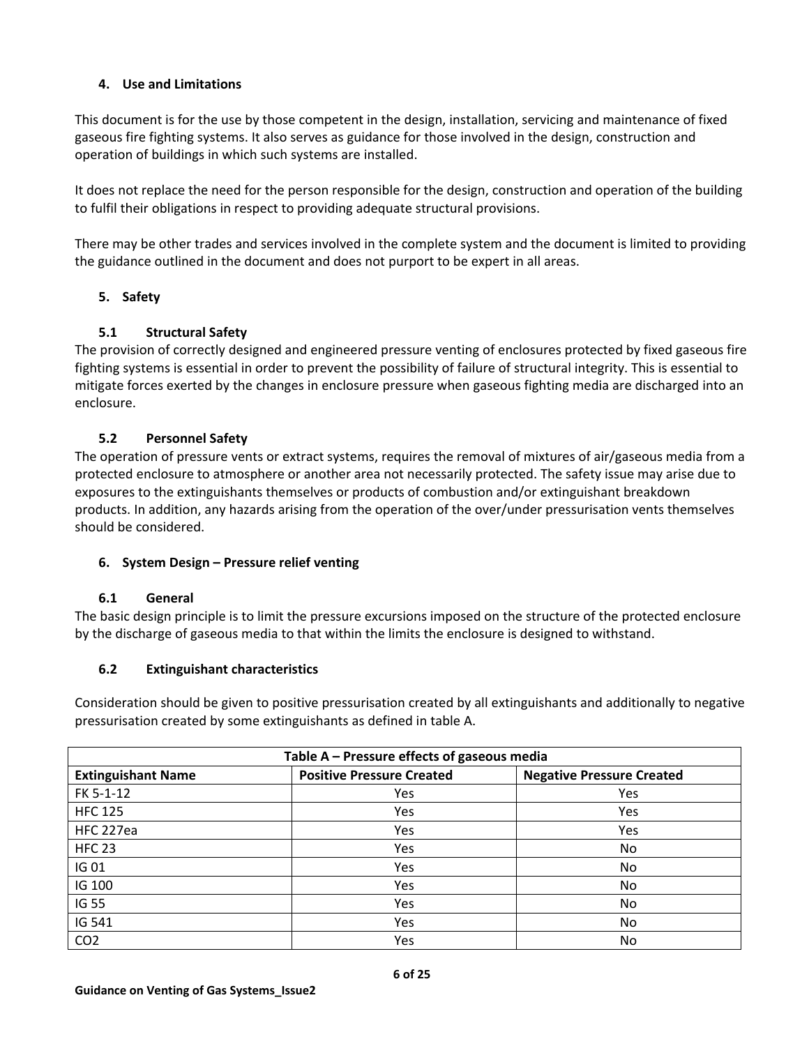## 4. Use and Limitations

This document is for the use by those competent in the design, installation, servicing and maintenance of fixed gaseous fire fighting systems. It also serves as guidance for those involved in the design, construction and operation of buildings in which such systems are installed.

It does not replace the need for the person responsible for the design, construction and operation of the building to fulfil their obligations in respect to providing adequate structural provisions.

There may be other trades and services involved in the complete system and the document is limited to providing the guidance outlined in the document and does not purport to be expert in all areas.

## 5. Safety

### 5.1 Structural Safety

The provision of correctly designed and engineered pressure venting of enclosures protected by fixed gaseous fire fighting systems is essential in order to prevent the possibility of failure of structural integrity. This is essential to mitigate forces exerted by the changes in enclosure pressure when gaseous fighting media are discharged into an enclosure.

### 5.2 Personnel Safety

The operation of pressure vents or extract systems, requires the removal of mixtures of air/gaseous media from a protected enclosure to atmosphere or another area not necessarily protected. The safety issue may arise due to exposures to the extinguishants themselves or products of combustion and/or extinguishant breakdown products. In addition, any hazards arising from the operation of the over/under pressurisation vents themselves should be considered.

## 6. System Design – Pressure relief venting

### 6.1 General

The basic design principle is to limit the pressure excursions imposed on the structure of the protected enclosure by the discharge of gaseous media to that within the limits the enclosure is designed to withstand.

### 6.2 Extinguishant characteristics

Consideration should be given to positive pressurisation created by all extinguishants and additionally to negative pressurisation created by some extinguishants as defined in table A.

| Table A – Pressure effects of gaseous media | | |
|---|---|---|
| **Extinguishant Name** | **Positive Pressure Created** | **Negative Pressure Created** |
| FK 5-1-12 | Yes | Yes |
| HFC 125 | Yes | Yes |
| HFC 227ea | Yes | Yes |
| HFC 23 | Yes | No |
| IG 01 | Yes | No |
| IG 100 | Yes | No |
| IG 55 | Yes | No |
| IG 541 | Yes | No |
| $CO_2$ | Yes | No |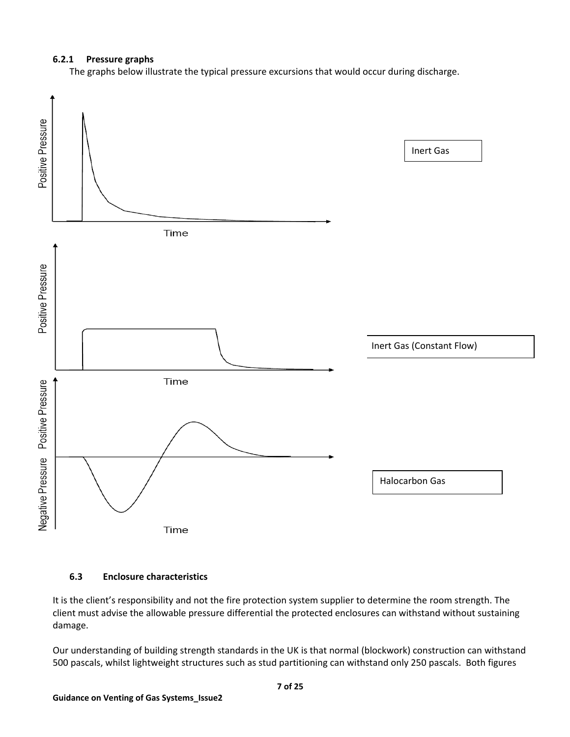#### 6.2.1 Pressure graphs

The graphs below illustrate the typical pressure excursions that would occur during discharge.

Inert Gas

Inert Gas (Constant Flow)

Halocarbon Gas

### 6.3 Enclosure characteristics

It is the client's responsibility and not the fire protection system supplier to determine the room strength. The client must advise the allowable pressure differential the protected enclosures can withstand without sustaining damage.

Our understanding of building strength standards in the UK is that normal (blockwork) construction can withstand 500 pascals, whilst lightweight structures such as stud partitioning can withstand only 250 pascals. Both figures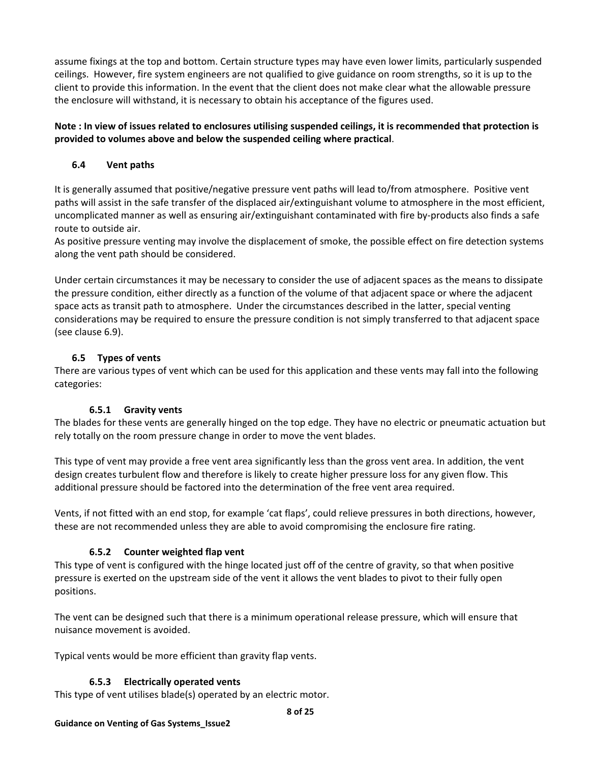assume fixings at the top and bottom. Certain structure types may have even lower limits, particularly suspended ceilings. However, fire system engineers are not qualified to give guidance on room strengths, so it is up to the client to provide this information. In the event that the client does not make clear what the allowable pressure the enclosure will withstand, it is necessary to obtain his acceptance of the figures used.

**Note : In view of issues related to enclosures utilising suspended ceilings, it is recommended that protection is provided to volumes above and below the suspended ceiling where practical**.

### 6.4 Vent paths

It is generally assumed that positive/negative pressure vent paths will lead to/from atmosphere. Positive vent paths will assist in the safe transfer of the displaced air/extinguishant volume to atmosphere in the most efficient, uncomplicated manner as well as ensuring air/extinguishant contaminated with fire by-products also finds a safe route to outside air.
As positive pressure venting may involve the displacement of smoke, the possible effect on fire detection systems along the vent path should be considered.

Under certain circumstances it may be necessary to consider the use of adjacent spaces as the means to dissipate the pressure condition, either directly as a function of the volume of that adjacent space or where the adjacent space acts as transit path to atmosphere. Under the circumstances described in the latter, special venting considerations may be required to ensure the pressure condition is not simply transferred to that adjacent space (see clause 6.9).

### 6.5 Types of vents

There are various types of vent which can be used for this application and these vents may fall into the following categories:

#### 6.5.1 Gravity vents

The blades for these vents are generally hinged on the top edge. They have no electric or pneumatic actuation but rely totally on the room pressure change in order to move the vent blades.

This type of vent may provide a free vent area significantly less than the gross vent area. In addition, the vent design creates turbulent flow and therefore is likely to create higher pressure loss for any given flow. This additional pressure should be factored into the determination of the free vent area required.

Vents, if not fitted with an end stop, for example 'cat flaps', could relieve pressures in both directions, however, these are not recommended unless they are able to avoid compromising the enclosure fire rating.

#### 6.5.2 Counter weighted flap vent

This type of vent is configured with the hinge located just off of the centre of gravity, so that when positive pressure is exerted on the upstream side of the vent it allows the vent blades to pivot to their fully open positions.

The vent can be designed such that there is a minimum operational release pressure, which will ensure that nuisance movement is avoided.

Typical vents would be more efficient than gravity flap vents.

#### 6.5.3 Electrically operated vents

This type of vent utilises blade(s) operated by an electric motor.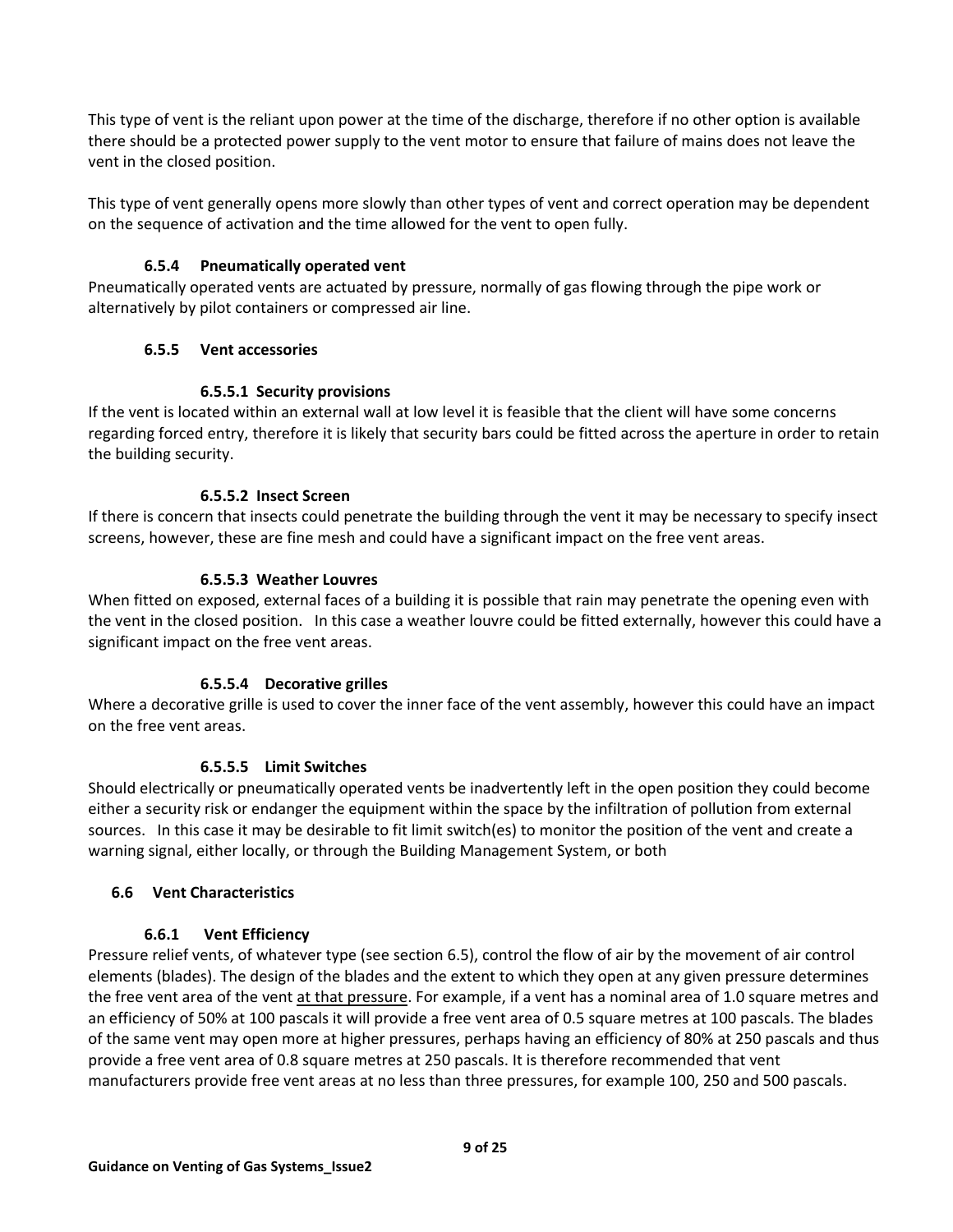This type of vent is the reliant upon power at the time of the discharge, therefore if no other option is available there should be a protected power supply to the vent motor to ensure that failure of mains does not leave the vent in the closed position.

This type of vent generally opens more slowly than other types of vent and correct operation may be dependent on the sequence of activation and the time allowed for the vent to open fully.

#### 6.5.4 Pneumatically operated vent

Pneumatically operated vents are actuated by pressure, normally of gas flowing through the pipe work or alternatively by pilot containers or compressed air line.

#### 6.5.5 Vent accessories

##### 6.5.5.1 Security provisions

If the vent is located within an external wall at low level it is feasible that the client will have some concerns regarding forced entry, therefore it is likely that security bars could be fitted across the aperture in order to retain the building security.

##### 6.5.5.2 Insect Screen

If there is concern that insects could penetrate the building through the vent it may be necessary to specify insect screens, however, these are fine mesh and could have a significant impact on the free vent areas.

##### 6.5.5.3 Weather Louvres

When fitted on exposed, external faces of a building it is possible that rain may penetrate the opening even with the vent in the closed position. In this case a weather louvre could be fitted externally, however this could have a significant impact on the free vent areas.

##### 6.5.5.4 Decorative grilles

Where a decorative grille is used to cover the inner face of the vent assembly, however this could have an impact on the free vent areas.

##### 6.5.5.5 Limit Switches

Should electrically or pneumatically operated vents be inadvertently left in the open position they could become either a security risk or endanger the equipment within the space by the infiltration of pollution from external sources. In this case it may be desirable to fit limit switch(es) to monitor the position of the vent and create a warning signal, either locally, or through the Building Management System, or both

### 6.6 Vent Characteristics

#### 6.6.1 Vent Efficiency

Pressure relief vents, of whatever type (see section 6.5), control the flow of air by the movement of air control elements (blades). The design of the blades and the extent to which they open at any given pressure determines the free vent area of the vent <u>at that pressure</u>. For example, if a vent has a nominal area of 1.0 square metres and an efficiency of 50% at 100 pascals it will provide a free vent area of 0.5 square metres at 100 pascals. The blades of the same vent may open more at higher pressures, perhaps having an efficiency of 80% at 250 pascals and thus provide a free vent area of 0.8 square metres at 250 pascals. It is therefore recommended that vent manufacturers provide free vent areas at no less than three pressures, for example 100, 250 and 500 pascals.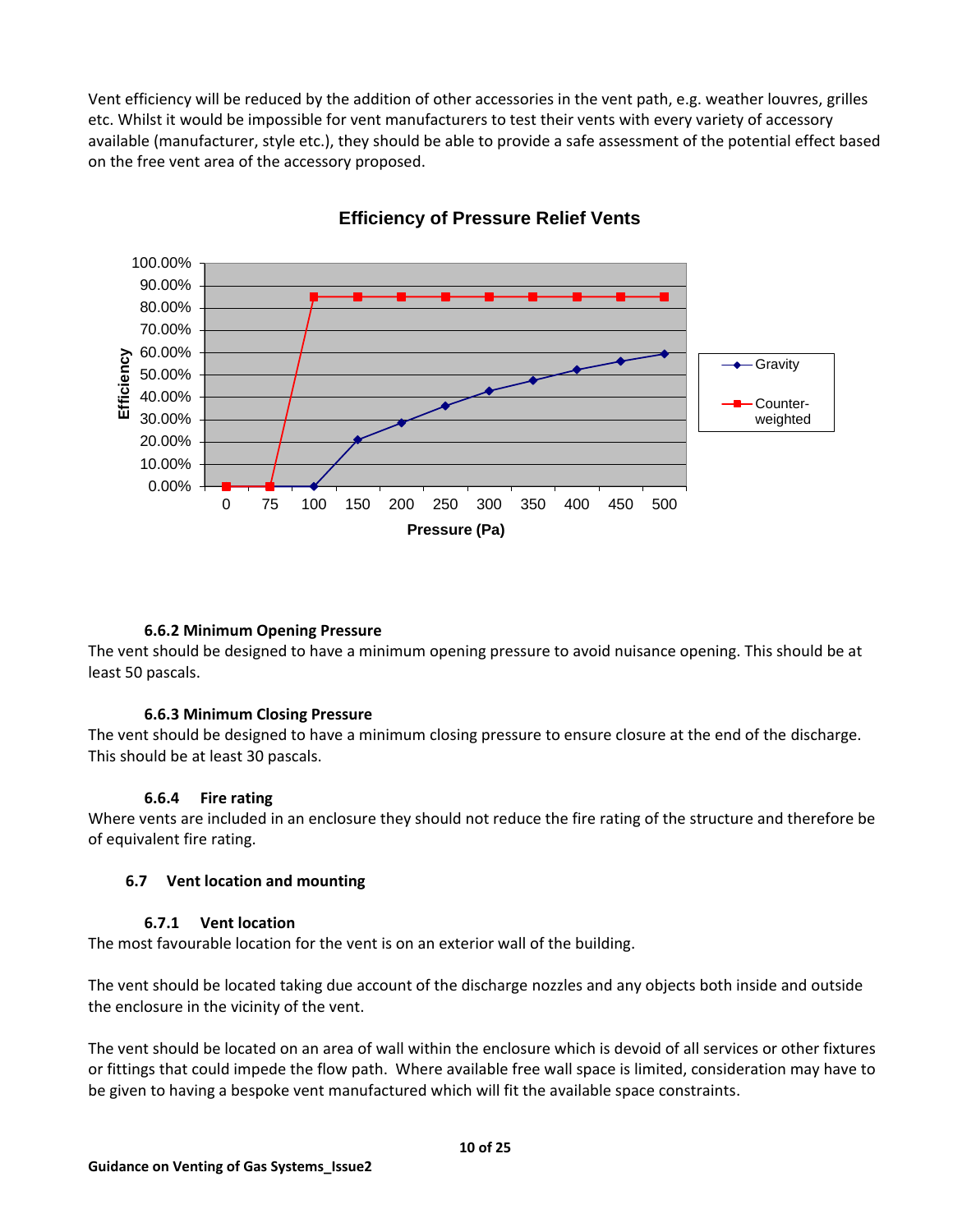Vent efficiency will be reduced by the addition of other accessories in the vent path, e.g. weather louvres, grilles etc. Whilst it would be impossible for vent manufacturers to test their vents with every variety of accessory available (manufacturer, style etc.), they should be able to provide a safe assessment of the potential effect based on the free vent area of the accessory proposed.

**Efficiency of Pressure Relief Vents**

#### 6.6.2 Minimum Opening Pressure

The vent should be designed to have a minimum opening pressure to avoid nuisance opening. This should be at least 50 pascals.

#### 6.6.3 Minimum Closing Pressure

The vent should be designed to have a minimum closing pressure to ensure closure at the end of the discharge. This should be at least 30 pascals.

#### 6.6.4 Fire rating

Where vents are included in an enclosure they should not reduce the fire rating of the structure and therefore be of equivalent fire rating.

### 6.7 Vent location and mounting

#### 6.7.1 Vent location

The most favourable location for the vent is on an exterior wall of the building.

The vent should be located taking due account of the discharge nozzles and any objects both inside and outside the enclosure in the vicinity of the vent.

The vent should be located on an area of wall within the enclosure which is devoid of all services or other fixtures or fittings that could impede the flow path. Where available free wall space is limited, consideration may have to be given to having a bespoke vent manufactured which will fit the available space constraints.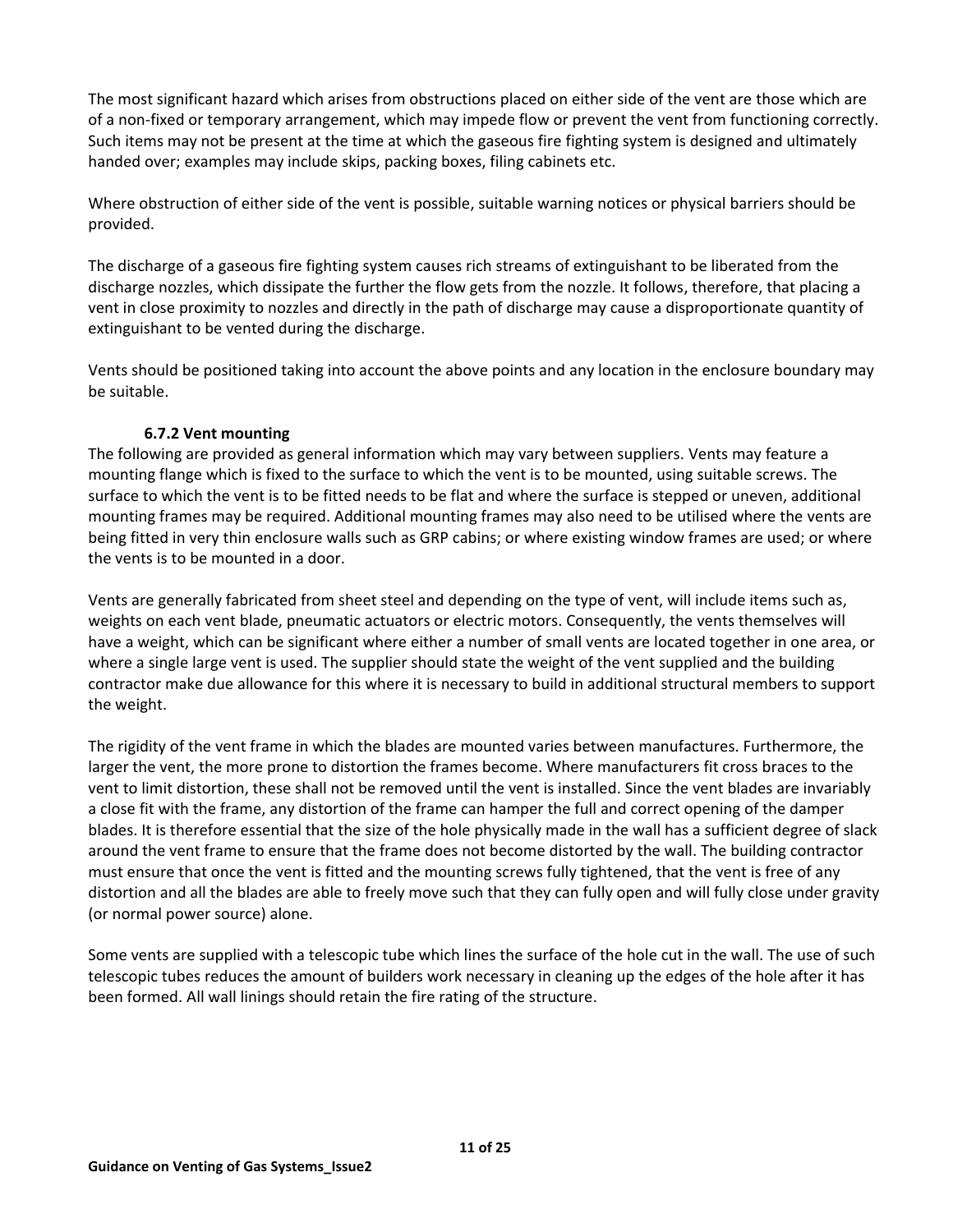The most significant hazard which arises from obstructions placed on either side of the vent are those which are of a non-fixed or temporary arrangement, which may impede flow or prevent the vent from functioning correctly. Such items may not be present at the time at which the gaseous fire fighting system is designed and ultimately handed over; examples may include skips, packing boxes, filing cabinets etc.

Where obstruction of either side of the vent is possible, suitable warning notices or physical barriers should be provided.

The discharge of a gaseous fire fighting system causes rich streams of extinguishant to be liberated from the discharge nozzles, which dissipate the further the flow gets from the nozzle. It follows, therefore, that placing a vent in close proximity to nozzles and directly in the path of discharge may cause a disproportionate quantity of extinguishant to be vented during the discharge.

Vents should be positioned taking into account the above points and any location in the enclosure boundary may be suitable.

### 6.7.2 Vent mounting

The following are provided as general information which may vary between suppliers. Vents may feature a mounting flange which is fixed to the surface to which the vent is to be mounted, using suitable screws. The surface to which the vent is to be fitted needs to be flat and where the surface is stepped or uneven, additional mounting frames may be required. Additional mounting frames may also need to be utilised where the vents are being fitted in very thin enclosure walls such as GRP cabins; or where existing window frames are used; or where the vents is to be mounted in a door.

Vents are generally fabricated from sheet steel and depending on the type of vent, will include items such as, weights on each vent blade, pneumatic actuators or electric motors. Consequently, the vents themselves will have a weight, which can be significant where either a number of small vents are located together in one area, or where a single large vent is used. The supplier should state the weight of the vent supplied and the building contractor make due allowance for this where it is necessary to build in additional structural members to support the weight.

The rigidity of the vent frame in which the blades are mounted varies between manufactures. Furthermore, the larger the vent, the more prone to distortion the frames become. Where manufacturers fit cross braces to the vent to limit distortion, these shall not be removed until the vent is installed. Since the vent blades are invariably a close fit with the frame, any distortion of the frame can hamper the full and correct opening of the damper blades. It is therefore essential that the size of the hole physically made in the wall has a sufficient degree of slack around the vent frame to ensure that the frame does not become distorted by the wall. The building contractor must ensure that once the vent is fitted and the mounting screws fully tightened, that the vent is free of any distortion and all the blades are able to freely move such that they can fully open and will fully close under gravity (or normal power source) alone.

Some vents are supplied with a telescopic tube which lines the surface of the hole cut in the wall. The use of such telescopic tubes reduces the amount of builders work necessary in cleaning up the edges of the hole after it has been formed. All wall linings should retain the fire rating of the structure.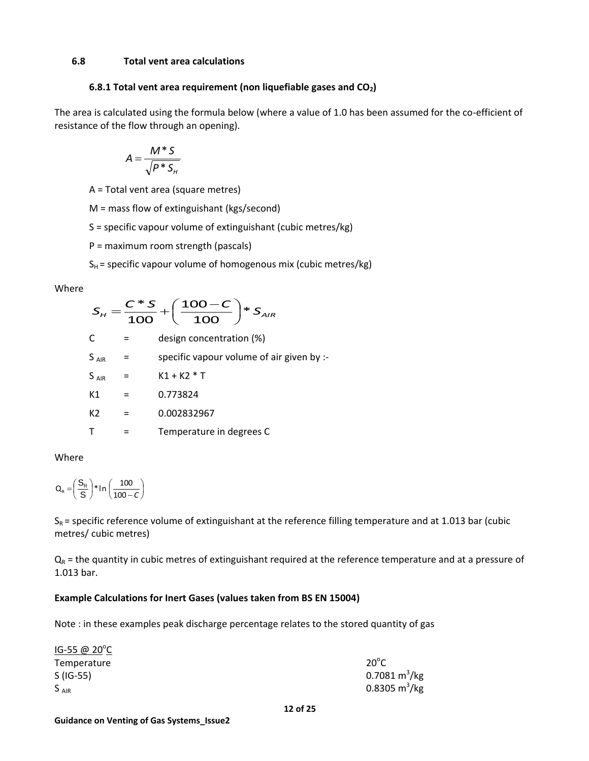### 6.8 Total vent area calculations

#### 6.8.1 Total vent area requirement (non liquefiable gases and $CO_2$)

The area is calculated using the formula below (where a value of 1.0 has been assumed for the co-efficient of resistance of the flow through an opening).

$$A = \frac{M * S}{\sqrt{P * S_H}}$$

A = Total vent area (square metres)

M = mass flow of extinguishant (kgs/second)

S = specific vapour volume of extinguishant (cubic metres/kg)

P = maximum room strength (pascals)

$S_H$ = specific vapour volume of homogenous mix (cubic metres/kg)

Where

$$S_H = \frac{C * S}{100} + \left(\frac{100 - C}{100}\right) * S_{AIR}$$

| | | |
|---|---|---|
| C | = | design concentration (%) |
| $S_{AIR}$ | = | specific vapour volume of air given by :- |
| $S_{AIR}$ | = | K1 + K2 * T |
| K1 | = | 0.773824 |
| K2 | = | 0.002832967 |
| T | = | Temperature in degrees C |

Where

$$Q_R = \left(\frac{S_R}{S}\right) * \ln\left(\frac{100}{100 - C}\right)$$

$S_R$ = specific reference volume of extinguishant at the reference filling temperature and at 1.013 bar (cubic metres/ cubic metres)

$Q_R$ = the quantity in cubic metres of extinguishant required at the reference temperature and at a pressure of 1.013 bar.

**Example Calculations for Inert Gases (values taken from BS EN 15004)**

Note : in these examples peak discharge percentage relates to the stored quantity of gas

<u>IG-55 @ 20°C</u>

| | |
|---|---|
| Temperature | 20°C |
| S (IG-55) | 0.7081 $m^3$/kg |
| $S_{AIR}$ | 0.8305 $m^3$/kg |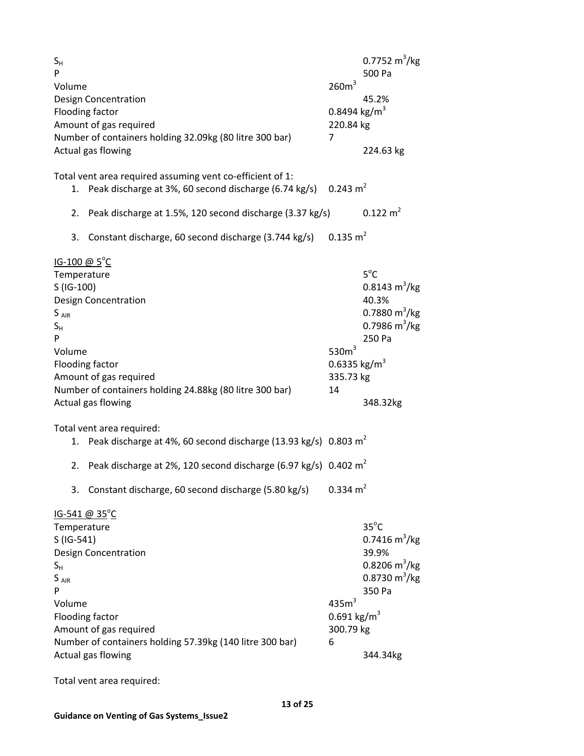| | |
|---|---|
| $S_H$ | 0.7752 $m^3$/kg |
| P | 500 Pa |
| Volume | 260$m^3$ |
| Design Concentration | 45.2% |
| Flooding factor | 0.8494 kg/$m^3$ |
| Amount of gas required | 220.84 kg |
| Number of containers holding 32.09kg (80 litre 300 bar) | 7 |
| Actual gas flowing | 224.63 kg |

Total vent area required assuming vent co-efficient of 1:

1. Peak discharge at 3%, 60 second discharge (6.74 kg/s) 0.243 $m^2$
2. Peak discharge at 1.5%, 120 second discharge (3.37 kg/s) 0.122 $m^2$
3. Constant discharge, 60 second discharge (3.744 kg/s) 0.135 $m^2$

IG-100 @ 5°C

| | |
|---|---|
| Temperature | 5°C |
| S (IG-100) | 0.8143 $m^3$/kg |
| Design Concentration | 40.3% |
| $S_{AIR}$ | 0.7880 $m^3$/kg |
| $S_H$ | 0.7986 $m^3$/kg |
| P | 250 Pa |
| Volume | 530$m^3$ |
| Flooding factor | 0.6335 kg/$m^3$ |
| Amount of gas required | 335.73 kg |
| Number of containers holding 24.88kg (80 litre 300 bar) | 14 |
| Actual gas flowing | 348.32kg |

Total vent area required:

1. Peak discharge at 4%, 60 second discharge (13.93 kg/s) 0.803 $m^2$
2. Peak discharge at 2%, 120 second discharge (6.97 kg/s) 0.402 $m^2$
3. Constant discharge, 60 second discharge (5.80 kg/s) 0.334 $m^2$

IG-541 @ 35°C

| | |
|---|---|
| Temperature | 35°C |
| S (IG-541) | 0.7416 $m^3$/kg |
| Design Concentration | 39.9% |
| $S_H$ | 0.8206 $m^3$/kg |
| $S_{AIR}$ | 0.8730 $m^3$/kg |
| P | 350 Pa |
| Volume | 435$m^3$ |
| Flooding factor | 0.691 kg/$m^3$ |
| Amount of gas required | 300.79 kg |
| Number of containers holding 57.39kg (140 litre 300 bar) | 6 |
| Actual gas flowing | 344.34kg |

Total vent area required: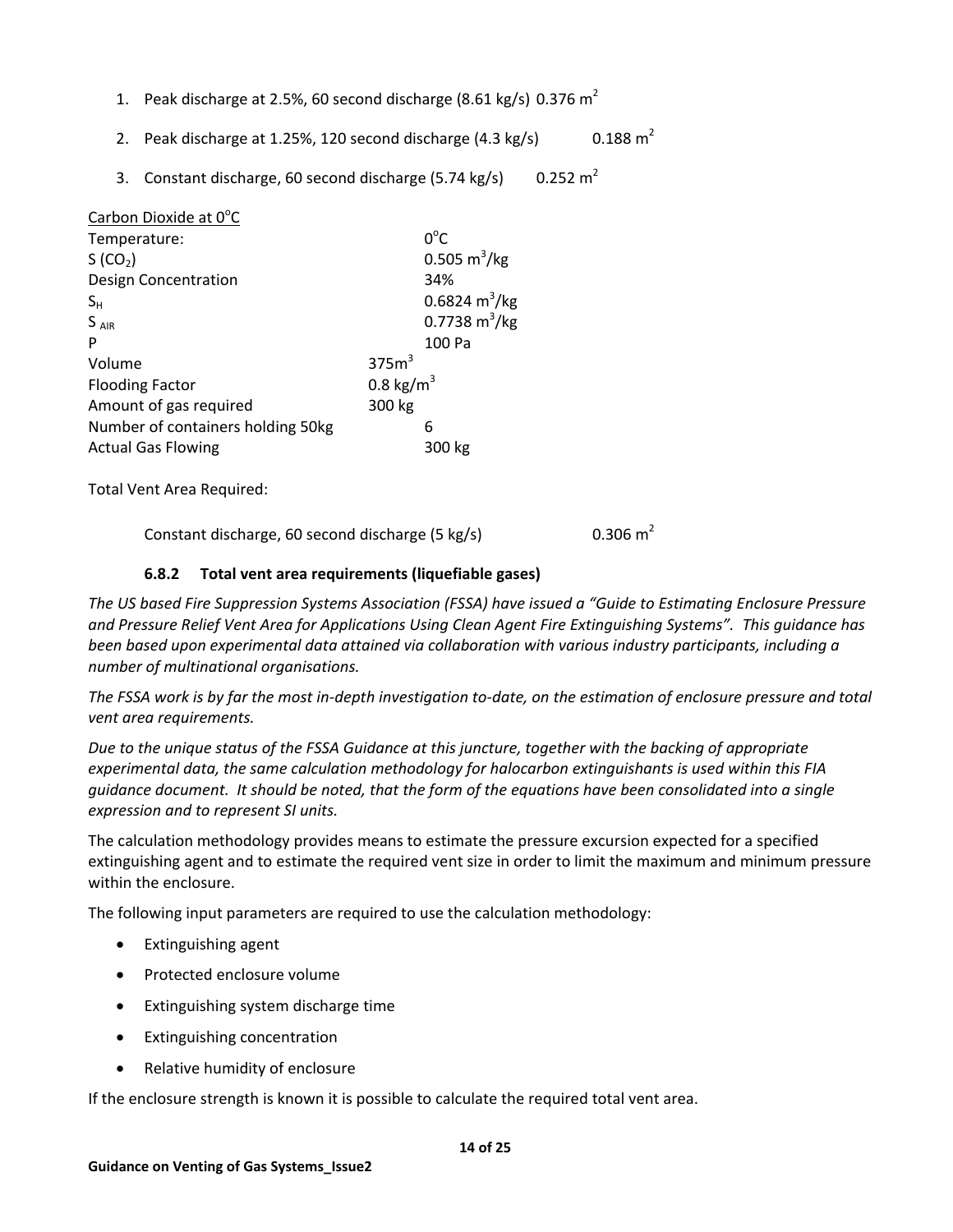1. Peak discharge at 2.5%, 60 second discharge (8.61 kg/s) 0.376 $m^2$
2. Peak discharge at 1.25%, 120 second discharge (4.3 kg/s) 0.188 $m^2$
3. Constant discharge, 60 second discharge (5.74 kg/s) 0.252 $m^2$

Carbon Dioxide at 0°C

| | |
|---|---|
| Temperature: | 0°C |
| S ($CO_2$) | 0.505 $m^3$/kg |
| Design Concentration | 34% |
| $S_H$ | 0.6824 $m^3$/kg |
| $S_{AIR}$ | 0.7738 $m^3$/kg |
| P | 100 Pa |
| Volume | 375$m^3$ |
| Flooding Factor | 0.8 kg/$m^3$ |
| Amount of gas required | 300 kg |
| Number of containers holding 50kg | 6 |
| Actual Gas Flowing | 300 kg |

Total Vent Area Required:

Constant discharge, 60 second discharge (5 kg/s) 0.306 $m^2$

#### 6.8.2 Total vent area requirements (liquefiable gases)

*The US based Fire Suppression Systems Association (FSSA) have issued a "Guide to Estimating Enclosure Pressure and Pressure Relief Vent Area for Applications Using Clean Agent Fire Extinguishing Systems". This guidance has been based upon experimental data attained via collaboration with various industry participants, including a number of multinational organisations.*

*The FSSA work is by far the most in-depth investigation to-date, on the estimation of enclosure pressure and total vent area requirements.*

*Due to the unique status of the FSSA Guidance at this juncture, together with the backing of appropriate experimental data, the same calculation methodology for halocarbon extinguishants is used within this FIA guidance document. It should be noted, that the form of the equations have been consolidated into a single expression and to represent SI units.*

The calculation methodology provides means to estimate the pressure excursion expected for a specified extinguishing agent and to estimate the required vent size in order to limit the maximum and minimum pressure within the enclosure.

The following input parameters are required to use the calculation methodology:

- Extinguishing agent
- Protected enclosure volume
- Extinguishing system discharge time
- Extinguishing concentration
- Relative humidity of enclosure

If the enclosure strength is known it is possible to calculate the required total vent area.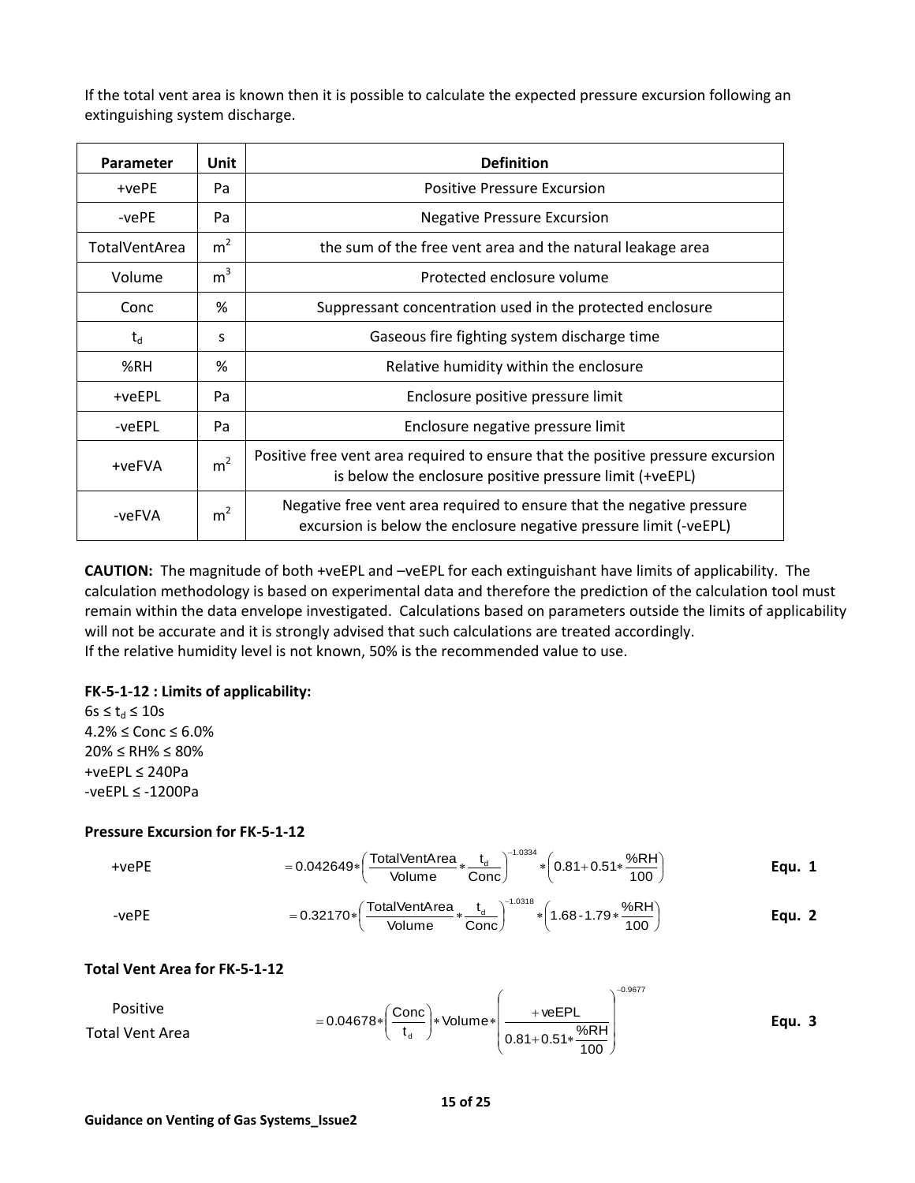If the total vent area is known then it is possible to calculate the expected pressure excursion following an extinguishing system discharge.

| Parameter | Unit | Definition |
|---|---|---|
| +vePE | Pa | Positive Pressure Excursion |
| -vePE | Pa | Negative Pressure Excursion |
| TotalVentArea | $m^2$ | the sum of the free vent area and the natural leakage area |
| Volume | $m^3$ | Protected enclosure volume |
| Conc | % | Suppressant concentration used in the protected enclosure |
| $t_d$ | s | Gaseous fire fighting system discharge time |
| %RH | % | Relative humidity within the enclosure |
| +veEPL | Pa | Enclosure positive pressure limit |
| -veEPL | Pa | Enclosure negative pressure limit |
| +veFVA | $m^2$ | Positive free vent area required to ensure that the positive pressure excursion is below the enclosure positive pressure limit (+veEPL) |
| -veFVA | $m^2$ | Negative free vent area required to ensure that the negative pressure excursion is below the enclosure negative pressure limit (-veEPL) |

**CAUTION:** The magnitude of both +veEPL and –veEPL for each extinguishant have limits of applicability. The calculation methodology is based on experimental data and therefore the prediction of the calculation tool must remain within the data envelope investigated. Calculations based on parameters outside the limits of applicability will not be accurate and it is strongly advised that such calculations are treated accordingly.
If the relative humidity level is not known, 50% is the recommended value to use.

**FK-5-1-12 : Limits of applicability:**

$6s \le t_d \le 10s$
$4.2\% \le Conc \le 6.0\%$
$20\% \le RH\% \le 80\%$
$+veEPL \le 240Pa$
$-veEPL \le -1200Pa$

**Pressure Excursion for FK-5-1-12**

+vePE $$= 0.042649 * \left( \frac{\text{TotalVentArea}}{\text{Volume}} * \frac{t_d}{\text{Conc}} \right)^{-1.0334} * \left( 0.81 + 0.51 * \frac{\%RH}{100} \right) \qquad \textbf{Equ. 1}$$

-vePE $$= 0.32170 * \left( \frac{\text{TotalVentArea}}{\text{Volume}} * \frac{t_d}{\text{Conc}} \right)^{-1.0318} * \left( 1.68 - 1.79 * \frac{\%RH}{100} \right) \qquad \textbf{Equ. 2}$$

**Total Vent Area for FK-5-1-12**

Positive Total Vent Area $$= 0.04678 * \left( \frac{\text{Conc}}{t_d} \right) * \text{Volume} * \left( \frac{+\text{veEPL}}{0.81 + 0.51 * \frac{\%RH}{100}} \right)^{-0.9677} \qquad \textbf{Equ. 3}$$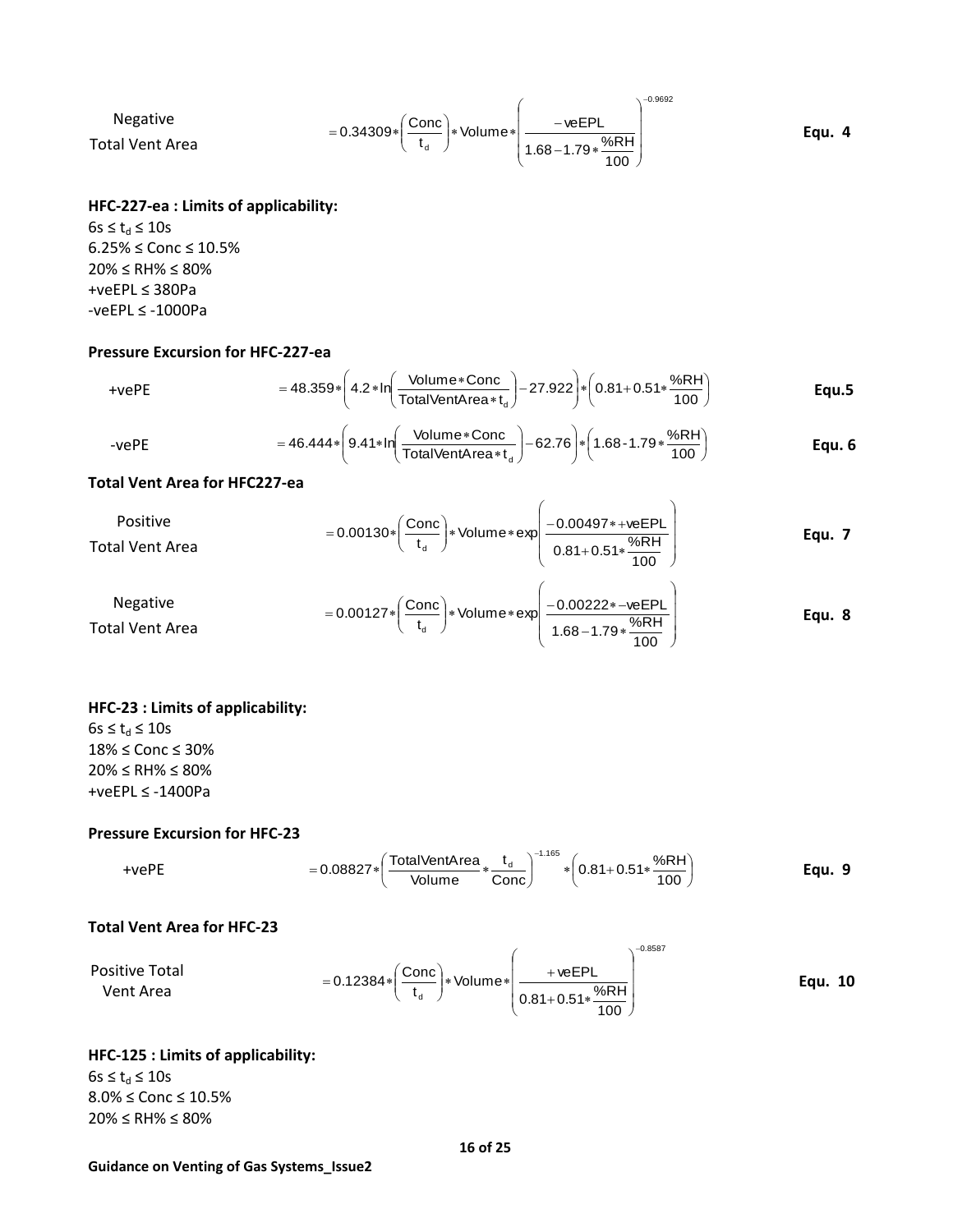Negative Total Vent Area

$$= 0.34309 * \left(\frac{\text{Conc}}{t_d}\right) * \text{Volume} * \left(\frac{-\text{veEPL}}{1.68 - 1.79 * \frac{\%RH}{100}}\right)^{-0.9692} \qquad \textbf{Equ. 4}$$

**HFC-227-ea : Limits of applicability:**

$6s \le t_d \le 10s$  
6.25% ≤ Conc ≤ 10.5%  
20% ≤ RH% ≤ 80%  
+veEPL ≤ 380Pa  
-veEPL ≤ -1000Pa

**Pressure Excursion for HFC-227-ea**

+vePE

$$= 48.359 * \left(4.2 * \ln\left(\frac{\text{Volume} * \text{Conc}}{\text{TotalVentArea} * t_d}\right) - 27.922\right) * \left(0.81 + 0.51 * \frac{\%RH}{100}\right) \qquad \textbf{Equ.5}$$

-vePE

$$= 46.444 * \left(9.41 * \ln\left(\frac{\text{Volume} * \text{Conc}}{\text{TotalVentArea} * t_d}\right) - 62.76\right) * \left(1.68 - 1.79 * \frac{\%RH}{100}\right) \qquad \textbf{Equ. 6}$$

**Total Vent Area for HFC227-ea**

Positive Total Vent Area

$$= 0.00130 * \left(\frac{\text{Conc}}{t_d}\right) * \text{Volume} * \exp\left(\frac{-0.00497 * +\text{veEPL}}{0.81 + 0.51 * \frac{\%RH}{100}}\right) \qquad \textbf{Equ. 7}$$

Negative Total Vent Area

$$= 0.00127 * \left(\frac{\text{Conc}}{t_d}\right) * \text{Volume} * \exp\left(\frac{-0.00222 * -\text{veEPL}}{1.68 - 1.79 * \frac{\%RH}{100}}\right) \qquad \textbf{Equ. 8}$$

**HFC-23 : Limits of applicability:**

$6s \le t_d \le 10s$  
18% ≤ Conc ≤ 30%  
20% ≤ RH% ≤ 80%  
+veEPL ≤ -1400Pa

**Pressure Excursion for HFC-23**

+vePE

$$= 0.08827 * \left(\frac{\text{TotalVentArea}}{\text{Volume}} * \frac{t_d}{\text{Conc}}\right)^{-1.165} * \left(0.81 + 0.51 * \frac{\%RH}{100}\right) \qquad \textbf{Equ. 9}$$

**Total Vent Area for HFC-23**

Positive Total Vent Area

$$= 0.12384 * \left(\frac{\text{Conc}}{t_d}\right) * \text{Volume} * \left(\frac{+\text{veEPL}}{0.81 + 0.51 * \frac{\%RH}{100}}\right)^{-0.8587} \qquad \textbf{Equ. 10}$$

**HFC-125 : Limits of applicability:**

$6s \le t_d \le 10s$  
8.0% ≤ Conc ≤ 10.5%  
20% ≤ RH% ≤ 80%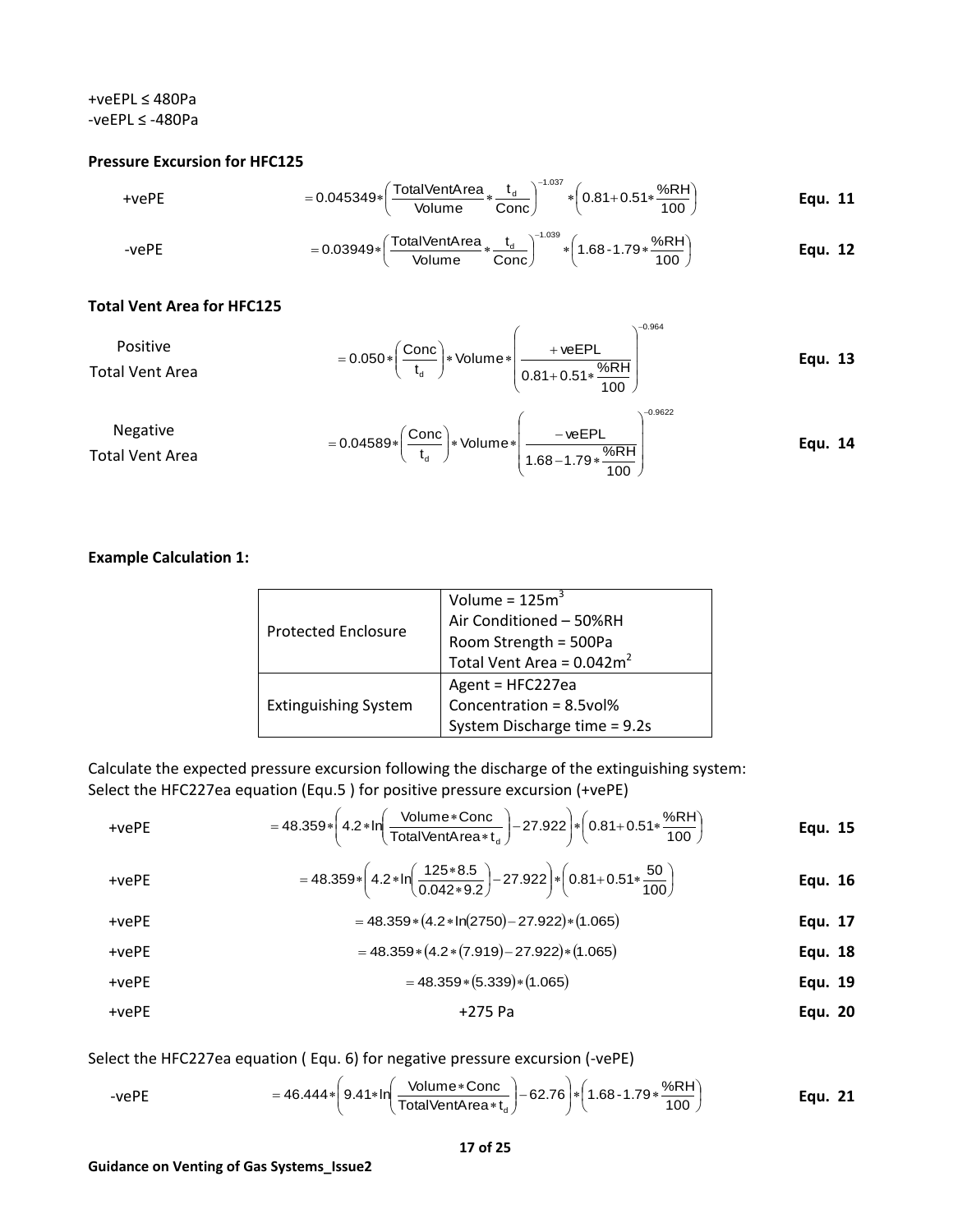+veEPL ≤ 480Pa
-veEPL ≤ -480Pa

**Pressure Excursion for HFC125**

+vePE $$= 0.045349 * \left( \frac{\text{TotalVentArea}}{\text{Volume}} * \frac{t_d}{\text{Conc}} \right)^{-1.037} * \left( 0.81 + 0.51 * \frac{\%RH}{100} \right)$$ **Equ. 11**

-vePE $$= 0.03949 * \left( \frac{\text{TotalVentArea}}{\text{Volume}} * \frac{t_d}{\text{Conc}} \right)^{-1.039} * \left( 1.68 - 1.79 * \frac{\%RH}{100} \right)$$ **Equ. 12**

**Total Vent Area for HFC125**

Positive Total Vent Area $$= 0.050 * \left( \frac{\text{Conc}}{t_d} \right) * \text{Volume} * \left( \frac{+\text{veEPL}}{0.81 + 0.51 * \frac{\%RH}{100}} \right)^{-0.964}$$ **Equ. 13**

Negative Total Vent Area $$= 0.04589 * \left( \frac{\text{Conc}}{t_d} \right) * \text{Volume} * \left( \frac{-\text{veEPL}}{1.68 - 1.79 * \frac{\%RH}{100}} \right)^{-0.9622}$$ **Equ. 14**

**Example Calculation 1:**

| | |
|---|---|
| Protected Enclosure | Volume = 125m$^3$<br>Air Conditioned – 50%RH<br>Room Strength = 500Pa<br>Total Vent Area = 0.042m$^2$ |
| Extinguishing System | Agent = HFC227ea<br>Concentration = 8.5vol%<br>System Discharge time = 9.2s |

Calculate the expected pressure excursion following the discharge of the extinguishing system:
Select the HFC227ea equation (Equ.5 ) for positive pressure excursion (+vePE)

+vePE $$= 48.359 * \left( 4.2 * \ln\left( \frac{\text{Volume} * \text{Conc}}{\text{TotalVentArea} * t_d} \right) - 27.922 \right) * \left( 0.81 + 0.51 * \frac{\%RH}{100} \right)$$ **Equ. 15**

+vePE $$= 48.359 * \left( 4.2 * \ln\left( \frac{125 * 8.5}{0.042 * 9.2} \right) - 27.922 \right) * \left( 0.81 + 0.51 * \frac{50}{100} \right)$$ **Equ. 16**

+vePE $$= 48.359 * (4.2 * \ln(2750) - 27.922) * (1.065)$$ **Equ. 17**

+vePE $$= 48.359 * (4.2 * (7.919) - 27.922) * (1.065)$$ **Equ. 18**

+vePE $$= 48.359 * (5.339) * (1.065)$$ **Equ. 19**

+vePE +275 Pa **Equ. 20**

Select the HFC227ea equation ( Equ. 6) for negative pressure excursion (-vePE)

-vePE $$= 46.444 * \left( 9.41 * \ln\left( \frac{\text{Volume} * \text{Conc}}{\text{TotalVentArea} * t_d} \right) - 62.76 \right) * \left( 1.68 - 1.79 * \frac{\%RH}{100} \right)$$ **Equ. 21**

Guidance on Venting of Gas Systems_Issue2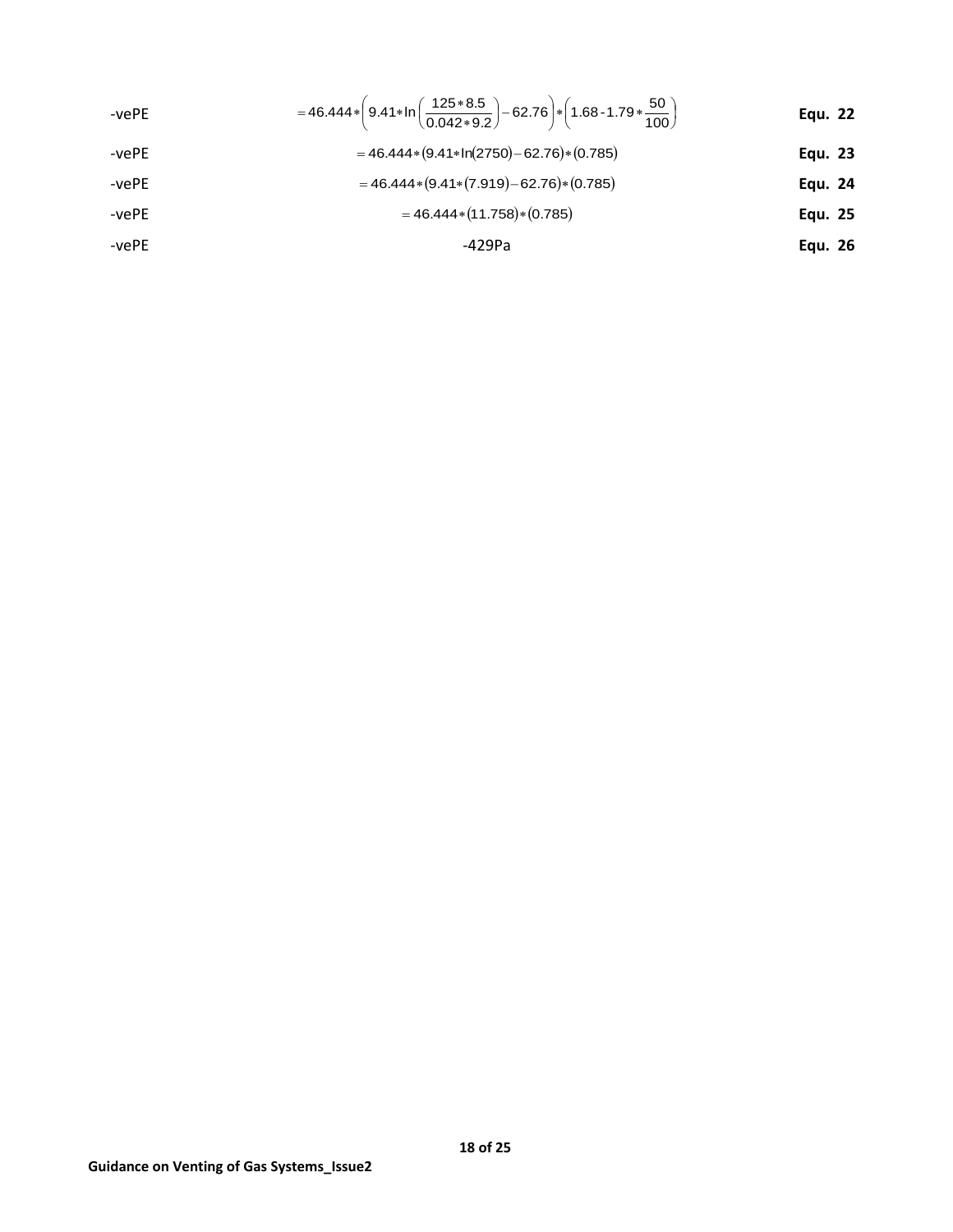| | | |
|---|---|---|
| -vePE | $= 46.444 * \left(9.41 * \ln\left(\frac{125 * 8.5}{0.042 * 9.2}\right) - 62.76\right) * \left(1.68 - 1.79 * \frac{50}{100}\right)$ | **Equ. 22** |
| -vePE | $= 46.444 * (9.41 * \ln(2750) - 62.76) * (0.785)$ | **Equ. 23** |
| -vePE | $= 46.444 * (9.41 * (7.919) - 62.76) * (0.785)$ | **Equ. 24** |
| -vePE | $= 46.444 * (11.758) * (0.785)$ | **Equ. 25** |
| -vePE | -429Pa | **Equ. 26** |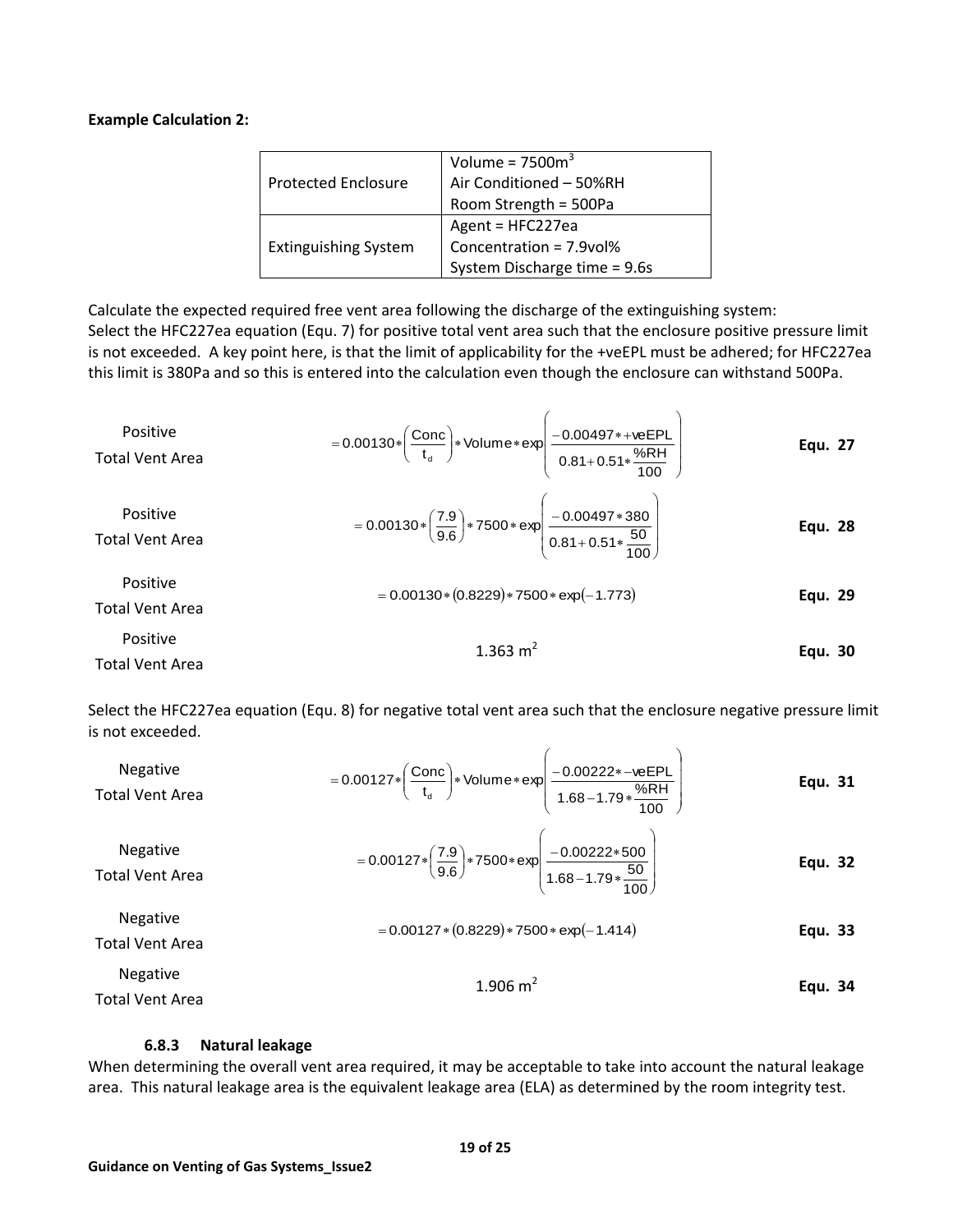**Example Calculation 2:**

| | |
|---|---|
| Protected Enclosure | Volume = 7500m$^3$<br>Air Conditioned – 50%RH<br>Room Strength = 500Pa |
| Extinguishing System | Agent = HFC227ea<br>Concentration = 7.9vol%<br>System Discharge time = 9.6s |

Calculate the expected required free vent area following the discharge of the extinguishing system:
Select the HFC227ea equation (Equ. 7) for positive total vent area such that the enclosure positive pressure limit is not exceeded. A key point here, is that the limit of applicability for the +veEPL must be adhered; for HFC227ea this limit is 380Pa and so this is entered into the calculation even though the enclosure can withstand 500Pa.

$$\text{Positive Total Vent Area} = 0.00130 * \left(\frac{\text{Conc}}{t_d}\right) * \text{Volume} * \exp\left(\frac{-0.00497 * +\text{veEPL}}{0.81 + 0.51 * \frac{\%\text{RH}}{100}}\right) \quad \textbf{Equ. 27}$$

$$\text{Positive Total Vent Area} = 0.00130 * \left(\frac{7.9}{9.6}\right) * 7500 * \exp\left(\frac{-0.00497 * 380}{0.81 + 0.51 * \frac{50}{100}}\right) \quad \textbf{Equ. 28}$$

$$\text{Positive Total Vent Area} = 0.00130 * (0.8229) * 7500 * \exp(-1.773) \quad \textbf{Equ. 29}$$

$$\text{Positive Total Vent Area} \quad 1.363 \text{ m}^2 \quad \textbf{Equ. 30}$$

Select the HFC227ea equation (Equ. 8) for negative total vent area such that the enclosure negative pressure limit is not exceeded.

$$\text{Negative Total Vent Area} = 0.00127 * \left(\frac{\text{Conc}}{t_d}\right) * \text{Volume} * \exp\left(\frac{-0.00222 * -\text{veEPL}}{1.68 - 1.79 * \frac{\%\text{RH}}{100}}\right) \quad \textbf{Equ. 31}$$

$$\text{Negative Total Vent Area} = 0.00127 * \left(\frac{7.9}{9.6}\right) * 7500 * \exp\left(\frac{-0.00222 * 500}{1.68 - 1.79 * \frac{50}{100}}\right) \quad \textbf{Equ. 32}$$

$$\text{Negative Total Vent Area} = 0.00127 * (0.8229) * 7500 * \exp(-1.414) \quad \textbf{Equ. 33}$$

$$\text{Negative Total Vent Area} \quad 1.906 \text{ m}^2 \quad \textbf{Equ. 34}$$

### 6.8.3 Natural leakage

When determining the overall vent area required, it may be acceptable to take into account the natural leakage area. This natural leakage area is the equivalent leakage area (ELA) as determined by the room integrity test.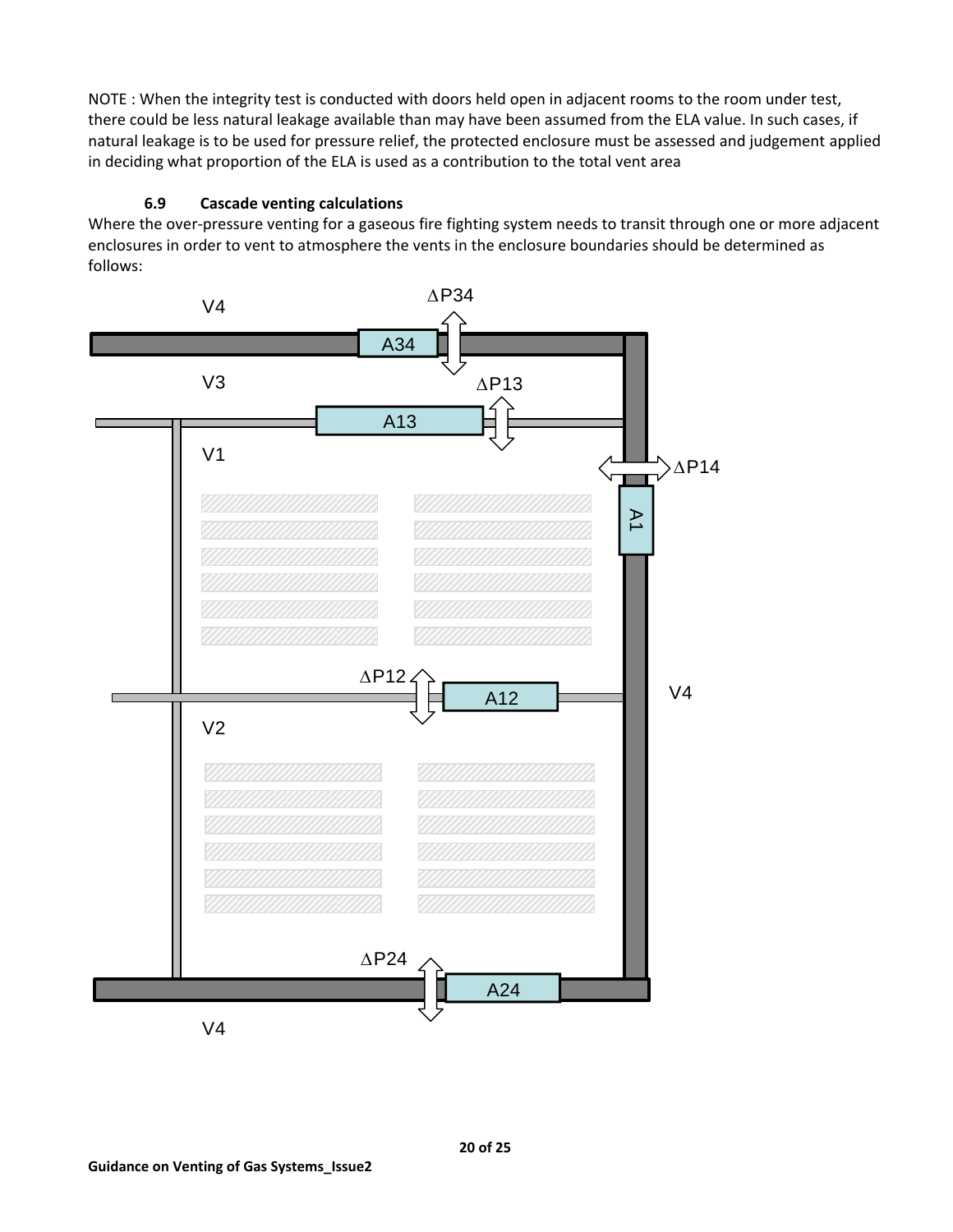NOTE : When the integrity test is conducted with doors held open in adjacent rooms to the room under test, there could be less natural leakage available than may have been assumed from the ELA value. In such cases, if natural leakage is to be used for pressure relief, the protected enclosure must be assessed and judgement applied in deciding what proportion of the ELA is used as a contribution to the total vent area

### 6.9 Cascade venting calculations

Where the over-pressure venting for a gaseous fire fighting system needs to transit through one or more adjacent enclosures in order to vent to atmosphere the vents in the enclosure boundaries should be determined as follows: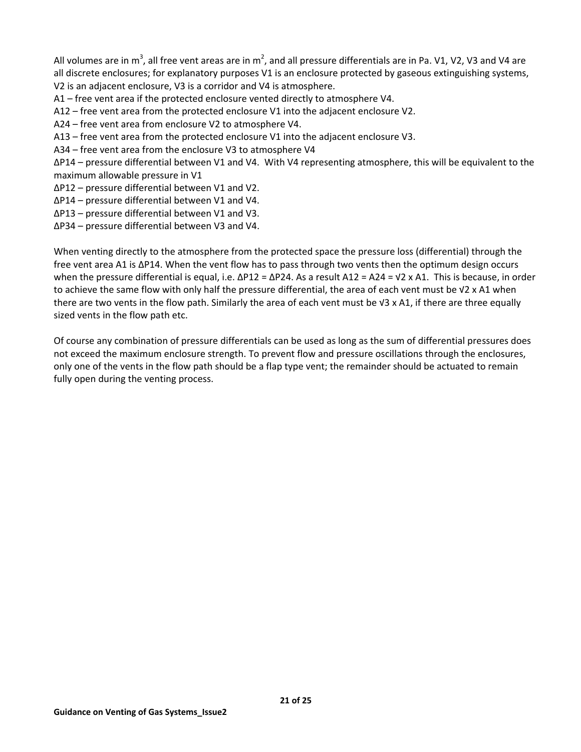All volumes are in $m^3$, all free vent areas are in $m^2$, and all pressure differentials are in Pa. V1, V2, V3 and V4 are all discrete enclosures; for explanatory purposes V1 is an enclosure protected by gaseous extinguishing systems, V2 is an adjacent enclosure, V3 is a corridor and V4 is atmosphere.

A1 – free vent area if the protected enclosure vented directly to atmosphere V4.

A12 – free vent area from the protected enclosure V1 into the adjacent enclosure V2.

A24 – free vent area from enclosure V2 to atmosphere V4.

A13 – free vent area from the protected enclosure V1 into the adjacent enclosure V3.

A34 – free vent area from the enclosure V3 to atmosphere V4

ΔP14 – pressure differential between V1 and V4. With V4 representing atmosphere, this will be equivalent to the maximum allowable pressure in V1

ΔP12 – pressure differential between V1 and V2.

ΔP14 – pressure differential between V1 and V4.

ΔP13 – pressure differential between V1 and V3.

ΔP34 – pressure differential between V3 and V4.

When venting directly to the atmosphere from the protected space the pressure loss (differential) through the free vent area A1 is ΔP14. When the vent flow has to pass through two vents then the optimum design occurs when the pressure differential is equal, i.e. ΔP12 = ΔP24. As a result A12 = A24 = $\sqrt{2}$ x A1. This is because, in order to achieve the same flow with only half the pressure differential, the area of each vent must be $\sqrt{2}$ x A1 when there are two vents in the flow path. Similarly the area of each vent must be $\sqrt{3}$ x A1, if there are three equally sized vents in the flow path etc.

Of course any combination of pressure differentials can be used as long as the sum of differential pressures does not exceed the maximum enclosure strength. To prevent flow and pressure oscillations through the enclosures, only one of the vents in the flow path should be a flap type vent; the remainder should be actuated to remain fully open during the venting process.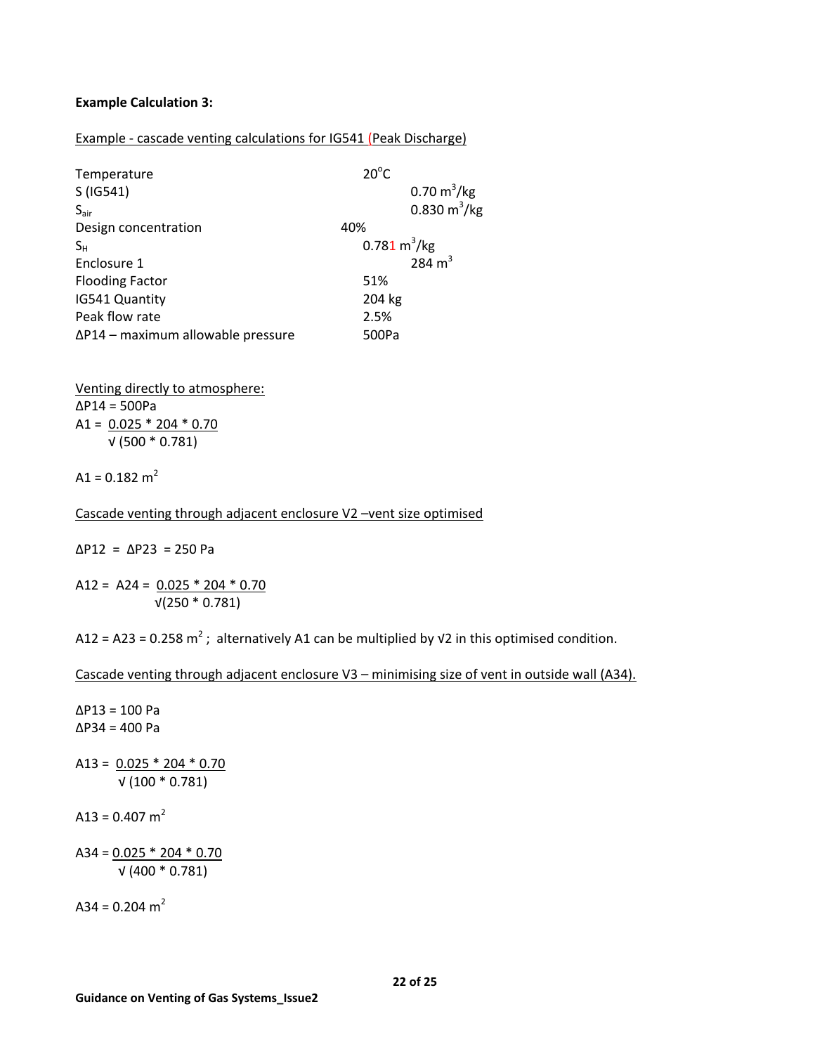**Example Calculation 3:**

Example - cascade venting calculations for IG541 (Peak Discharge)

| | |
|---|---|
| Temperature | $20^{o}C$ |
| S (IG541) | 0.70 $m^3/kg$ |
| $S_{air}$ | 0.830 $m^3/kg$ |
| Design concentration | 40% |
| $S_H$ | 0.781 $m^3/kg$ |
| Enclosure 1 | 284 $m^3$ |
| Flooding Factor | 51% |
| IG541 Quantity | 204 kg |
| Peak flow rate | 2.5% |
| ΔP14 – maximum allowable pressure | 500Pa |

Venting directly to atmosphere:

ΔP14 = 500Pa

$$A1 = \frac{0.025 * 204 * 0.70}{\sqrt{(500 * 0.781)}}$$

$A1 = 0.182\ m^2$

Cascade venting through adjacent enclosure V2 –vent size optimised

ΔP12 = ΔP23 = 250 Pa

$$A12 = A24 = \frac{0.025 * 204 * 0.70}{\sqrt{(250 * 0.781)}}$$

$A12 = A23 = 0.258\ m^2$ ; alternatively A1 can be multiplied by $\sqrt{2}$ in this optimised condition.

Cascade venting through adjacent enclosure V3 – minimising size of vent in outside wall (A34).

ΔP13 = 100 Pa

ΔP34 = 400 Pa

$$A13 = \frac{0.025 * 204 * 0.70}{\sqrt{(100 * 0.781)}}$$

$A13 = 0.407\ m^2$

$$A34 = \frac{0.025 * 204 * 0.70}{\sqrt{(400 * 0.781)}}$$

$A34 = 0.204\ m^2$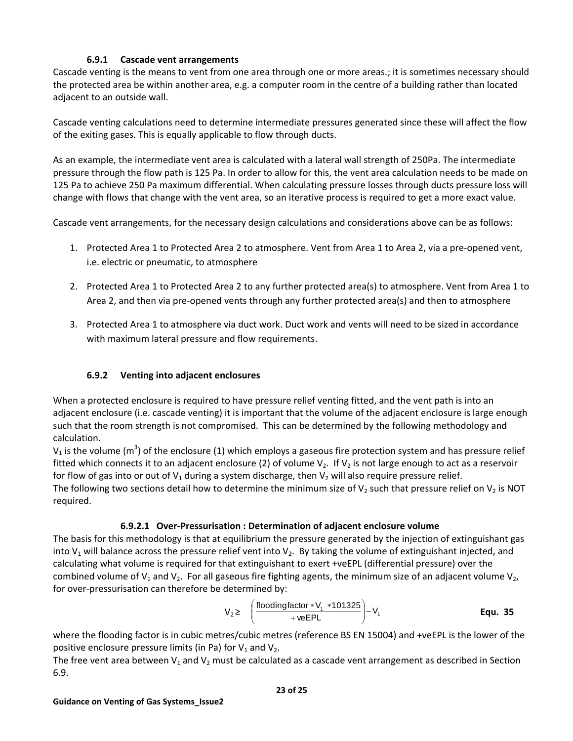### 6.9.1 Cascade vent arrangements

Cascade venting is the means to vent from one area through one or more areas.; it is sometimes necessary should the protected area be within another area, e.g. a computer room in the centre of a building rather than located adjacent to an outside wall.

Cascade venting calculations need to determine intermediate pressures generated since these will affect the flow of the exiting gases. This is equally applicable to flow through ducts.

As an example, the intermediate vent area is calculated with a lateral wall strength of 250Pa. The intermediate pressure through the flow path is 125 Pa. In order to allow for this, the vent area calculation needs to be made on 125 Pa to achieve 250 Pa maximum differential. When calculating pressure losses through ducts pressure loss will change with flows that change with the vent area, so an iterative process is required to get a more exact value.

Cascade vent arrangements, for the necessary design calculations and considerations above can be as follows:

1. Protected Area 1 to Protected Area 2 to atmosphere. Vent from Area 1 to Area 2, via a pre-opened vent, i.e. electric or pneumatic, to atmosphere
2. Protected Area 1 to Protected Area 2 to any further protected area(s) to atmosphere. Vent from Area 1 to Area 2, and then via pre-opened vents through any further protected area(s) and then to atmosphere
3. Protected Area 1 to atmosphere via duct work. Duct work and vents will need to be sized in accordance with maximum lateral pressure and flow requirements.

### 6.9.2 Venting into adjacent enclosures

When a protected enclosure is required to have pressure relief venting fitted, and the vent path is into an adjacent enclosure (i.e. cascade venting) it is important that the volume of the adjacent enclosure is large enough such that the room strength is not compromised. This can be determined by the following methodology and calculation.

$V_1$ is the volume ($m^3$) of the enclosure (1) which employs a gaseous fire protection system and has pressure relief fitted which connects it to an adjacent enclosure (2) of volume $V_2$. If $V_2$ is not large enough to act as a reservoir for flow of gas into or out of $V_1$ during a system discharge, then $V_2$ will also require pressure relief.

The following two sections detail how to determine the minimum size of $V_2$ such that pressure relief on $V_2$ is NOT required.

#### 6.9.2.1 Over-Pressurisation : Determination of adjacent enclosure volume

The basis for this methodology is that at equilibrium the pressure generated by the injection of extinguishant gas into $V_1$ will balance across the pressure relief vent into $V_2$. By taking the volume of extinguishant injected, and calculating what volume is required for that extinguishant to exert +veEPL (differential pressure) over the combined volume of $V_1$ and $V_2$. For all gaseous fire fighting agents, the minimum size of an adjacent volume $V_2$, for over-pressurisation can therefore be determined by:

$$V_2 \geq \left( \frac{\text{floodingfactor} * V_1 * 101325}{+\text{veEPL}} \right) - V_1 \qquad \textbf{Equ. 35}$$

where the flooding factor is in cubic metres/cubic metres (reference BS EN 15004) and +veEPL is the lower of the positive enclosure pressure limits (in Pa) for $V_1$ and $V_2$.

The free vent area between $V_1$ and $V_2$ must be calculated as a cascade vent arrangement as described in Section 6.9.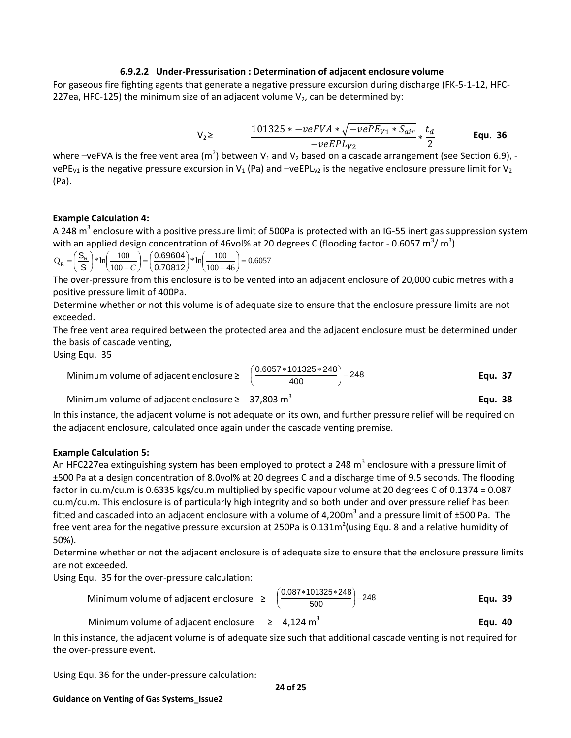#### 6.9.2.2 Under-Pressurisation : Determination of adjacent enclosure volume

For gaseous fire fighting agents that generate a negative pressure excursion during discharge (FK-5-1-12, HFC-227ea, HFC-125) the minimum size of an adjacent volume $V_2$, can be determined by:

$$V_2 \geq \frac{101325 * -veFVA * \sqrt{-vePE_{V1} * S_{air}}}{-veEPL_{V2}} * \frac{t_d}{2} \qquad \textbf{Equ. 36}$$

where –veFVA is the free vent area ($m^2$) between $V_1$ and $V_2$ based on a cascade arrangement (see Section 6.9), -$vePE_{V1}$ is the negative pressure excursion in $V_1$ (Pa) and $-veEPL_{V2}$ is the negative enclosure pressure limit for $V_2$ (Pa).

**Example Calculation 4:**

A 248 $m^3$ enclosure with a positive pressure limit of 500Pa is protected with an IG-55 inert gas suppression system with an applied design concentration of 46vol% at 20 degrees C (flooding factor - 0.6057 $m^3$/ $m^3$)

$$Q_R = \left(\frac{S_R}{S}\right) * \ln\left(\frac{100}{100 - C}\right) = \left(\frac{0.69604}{0.70812}\right) * \ln\left(\frac{100}{100 - 46}\right) = 0.6057$$

The over-pressure from this enclosure is to be vented into an adjacent enclosure of 20,000 cubic metres with a positive pressure limit of 400Pa.

Determine whether or not this volume is of adequate size to ensure that the enclosure pressure limits are not exceeded.

The free vent area required between the protected area and the adjacent enclosure must be determined under the basis of cascade venting,

Using Equ. 35

$$\text{Minimum volume of adjacent enclosure} \geq \left(\frac{0.6057 * 101325 * 248}{400}\right) - 248 \qquad \textbf{Equ. 37}$$

$$\text{Minimum volume of adjacent enclosure} \geq 37{,}803 \text{ m}^3 \qquad \textbf{Equ. 38}$$

In this instance, the adjacent volume is not adequate on its own, and further pressure relief will be required on the adjacent enclosure, calculated once again under the cascade venting premise.

**Example Calculation 5:**

An HFC227ea extinguishing system has been employed to protect a 248 $m^3$ enclosure with a pressure limit of ±500 Pa at a design concentration of 8.0vol% at 20 degrees C and a discharge time of 9.5 seconds. The flooding factor in cu.m/cu.m is 0.6335 kgs/cu.m multiplied by specific vapour volume at 20 degrees C of 0.1374 = 0.087 cu.m/cu.m. This enclosure is of particularly high integrity and so both under and over pressure relief has been fitted and cascaded into an adjacent enclosure with a volume of 4,200$m^3$ and a pressure limit of ±500 Pa. The free vent area for the negative pressure excursion at 250Pa is 0.131$m^2$(using Equ. 8 and a relative humidity of 50%).

Determine whether or not the adjacent enclosure is of adequate size to ensure that the enclosure pressure limits are not exceeded.

Using Equ. 35 for the over-pressure calculation:

$$\text{Minimum volume of adjacent enclosure} \geq \left(\frac{0.087 * 101325 * 248}{500}\right) - 248 \qquad \textbf{Equ. 39}$$

$$\text{Minimum volume of adjacent enclosure} \geq 4{,}124 \text{ m}^3 \qquad \textbf{Equ. 40}$$

In this instance, the adjacent volume is of adequate size such that additional cascade venting is not required for the over-pressure event.

Using Equ. 36 for the under-pressure calculation: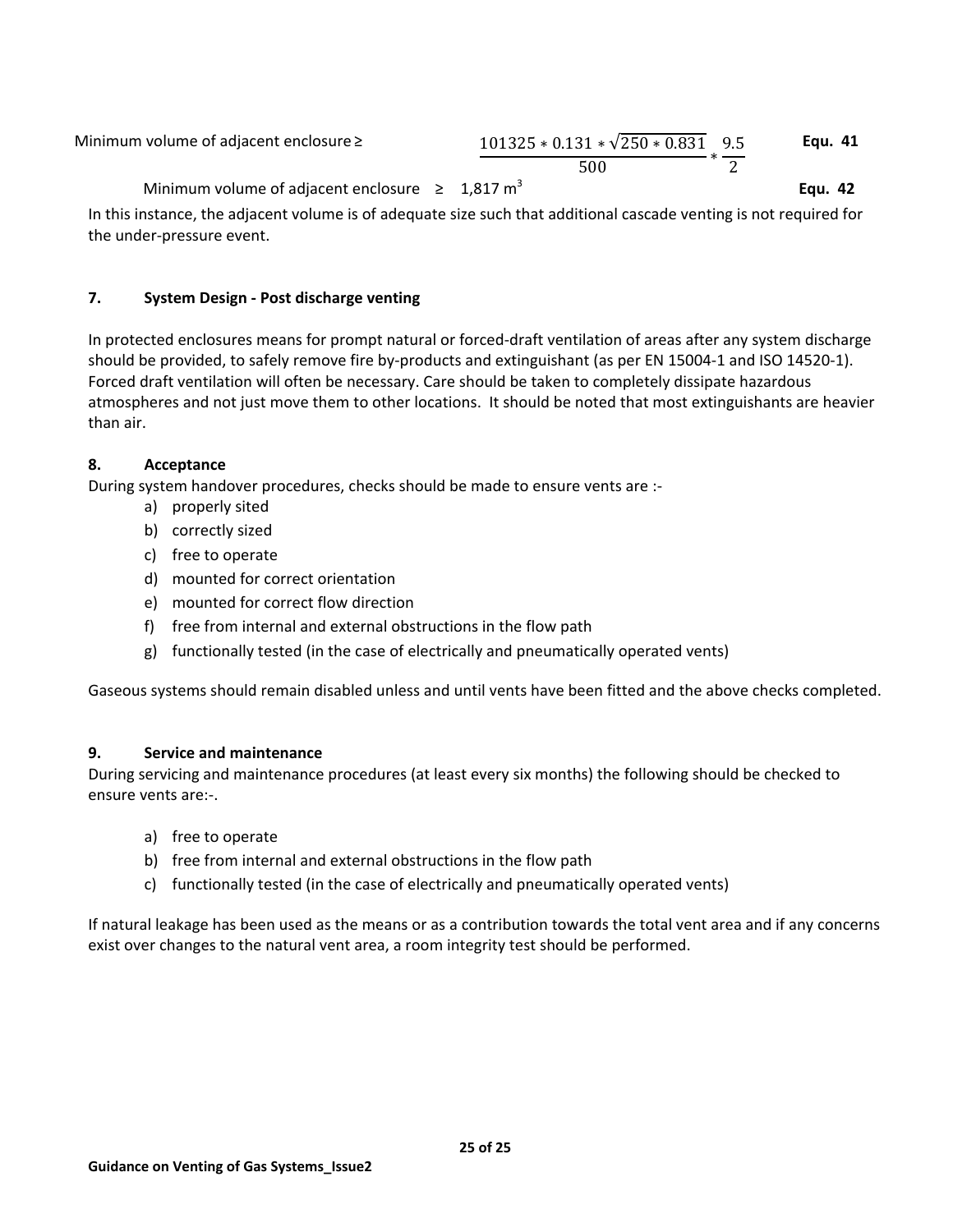Minimum volume of adjacent enclosure ≥

$$\frac{101325 * 0.131 * \sqrt{250 * 0.831}}{500} * \frac{9.5}{2} \quad \textbf{Equ. 41}$$

Minimum volume of adjacent enclosure ≥ 1,817 $m^3$ **Equ. 42**

In this instance, the adjacent volume is of adequate size such that additional cascade venting is not required for the under-pressure event.

## 7. System Design - Post discharge venting

In protected enclosures means for prompt natural or forced-draft ventilation of areas after any system discharge should be provided, to safely remove fire by-products and extinguishant (as per EN 15004-1 and ISO 14520-1). Forced draft ventilation will often be necessary. Care should be taken to completely dissipate hazardous atmospheres and not just move them to other locations. It should be noted that most extinguishants are heavier than air.

## 8. Acceptance

During system handover procedures, checks should be made to ensure vents are :-

a) properly sited
b) correctly sized
c) free to operate
d) mounted for correct orientation
e) mounted for correct flow direction
f) free from internal and external obstructions in the flow path
g) functionally tested (in the case of electrically and pneumatically operated vents)

Gaseous systems should remain disabled unless and until vents have been fitted and the above checks completed.

## 9. Service and maintenance

During servicing and maintenance procedures (at least every six months) the following should be checked to ensure vents are:-.

a) free to operate
b) free from internal and external obstructions in the flow path
c) functionally tested (in the case of electrically and pneumatically operated vents)

If natural leakage has been used as the means or as a contribution towards the total vent area and if any concerns exist over changes to the natural vent area, a room integrity test should be performed.